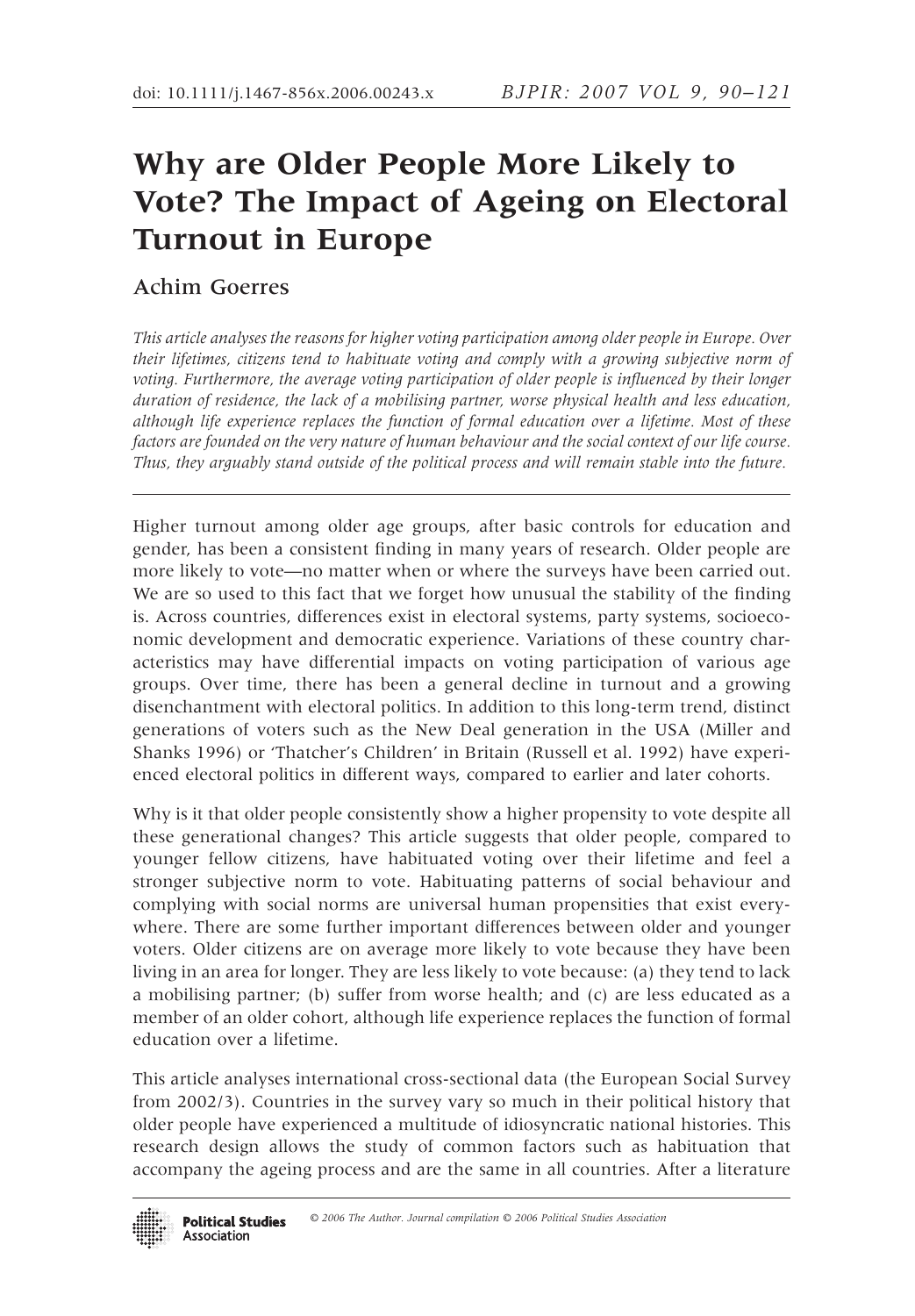# Why are Older People More Likely to Vote? The Impact of Ageing on Electoral Turnout in Europe

Achim Goerres

*This article analyses the reasons for higher voting participation among older people in Europe. Over their lifetimes, citizens tend to habituate voting and comply with a growing subjective norm of voting. Furthermore, the average voting participation of older people is influenced by their longer duration of residence, the lack of a mobilising partner, worse physical health and less education, although life experience replaces the function of formal education over a lifetime. Most of these factors are founded on the very nature of human behaviour and the social context of our life course. Thus, they arguably stand outside of the political process and will remain stable into the future.*

Higher turnout among older age groups, after basic controls for education and gender, has been a consistent finding in many years of research. Older people are more likely to vote—no matter when or where the surveys have been carried out. We are so used to this fact that we forget how unusual the stability of the finding is. Across countries, differences exist in electoral systems, party systems, socioeconomic development and democratic experience. Variations of these country characteristics may have differential impacts on voting participation of various age groups. Over time, there has been a general decline in turnout and a growing disenchantment with electoral politics. In addition to this long-term trend, distinct generations of voters such as the New Deal generation in the USA (Miller and Shanks 1996) or 'Thatcher's Children' in Britain (Russell et al. 1992) have experienced electoral politics in different ways, compared to earlier and later cohorts.

Why is it that older people consistently show a higher propensity to vote despite all these generational changes? This article suggests that older people, compared to younger fellow citizens, have habituated voting over their lifetime and feel a stronger subjective norm to vote. Habituating patterns of social behaviour and complying with social norms are universal human propensities that exist everywhere. There are some further important differences between older and younger voters. Older citizens are on average more likely to vote because they have been living in an area for longer. They are less likely to vote because: (a) they tend to lack a mobilising partner; (b) suffer from worse health; and (c) are less educated as a member of an older cohort, although life experience replaces the function of formal education over a lifetime.

This article analyses international cross-sectional data (the European Social Survey from 2002/3). Countries in the survey vary so much in their political history that older people have experienced a multitude of idiosyncratic national histories. This research design allows the study of common factors such as habituation that accompany the ageing process and are the same in all countries. After a literature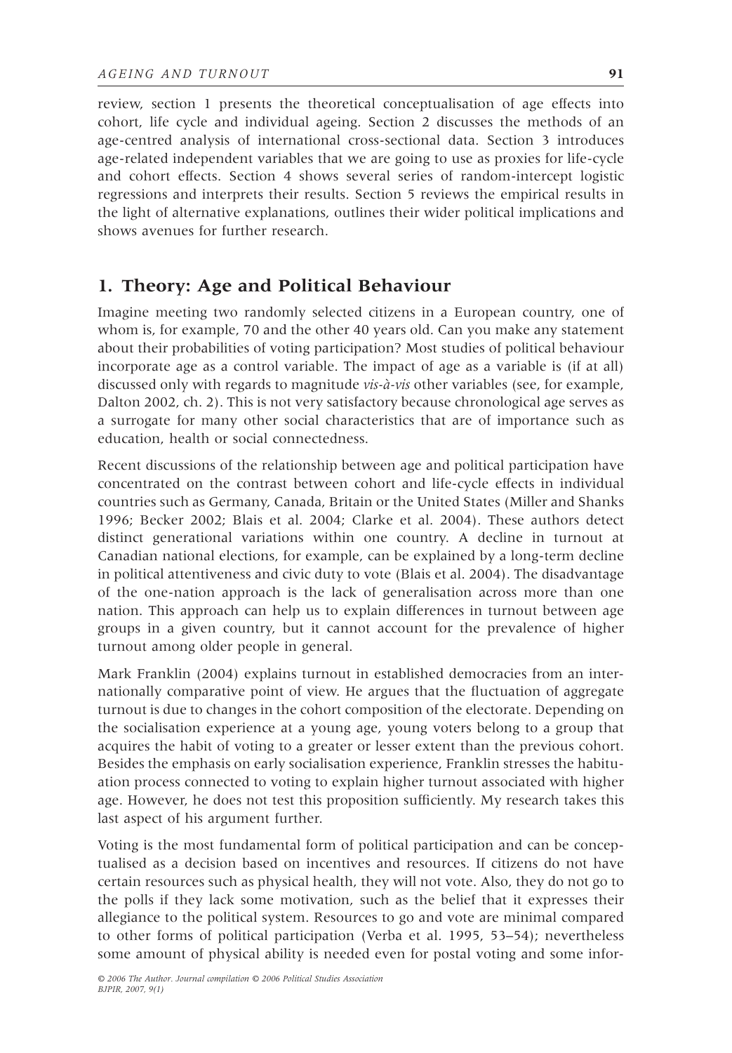review, section 1 presents the theoretical conceptualisation of age effects into cohort, life cycle and individual ageing. Section 2 discusses the methods of an age-centred analysis of international cross-sectional data. Section 3 introduces age-related independent variables that we are going to use as proxies for life-cycle and cohort effects. Section 4 shows several series of random-intercept logistic regressions and interprets their results. Section 5 reviews the empirical results in the light of alternative explanations, outlines their wider political implications and shows avenues for further research.

## 1. Theory: Age and Political Behaviour

Imagine meeting two randomly selected citizens in a European country, one of whom is, for example, 70 and the other 40 years old. Can you make any statement about their probabilities of voting participation? Most studies of political behaviour incorporate age as a control variable. The impact of age as a variable is (if at all) discussed only with regards to magnitude *vis-à-vis* other variables (see, for example, Dalton 2002, ch. 2). This is not very satisfactory because chronological age serves as a surrogate for many other social characteristics that are of importance such as education, health or social connectedness.

Recent discussions of the relationship between age and political participation have concentrated on the contrast between cohort and life-cycle effects in individual countries such as Germany, Canada, Britain or the United States (Miller and Shanks 1996; Becker 2002; Blais et al. 2004; Clarke et al. 2004). These authors detect distinct generational variations within one country. A decline in turnout at Canadian national elections, for example, can be explained by a long-term decline in political attentiveness and civic duty to vote (Blais et al. 2004). The disadvantage of the one-nation approach is the lack of generalisation across more than one nation. This approach can help us to explain differences in turnout between age groups in a given country, but it cannot account for the prevalence of higher turnout among older people in general.

Mark Franklin (2004) explains turnout in established democracies from an internationally comparative point of view. He argues that the fluctuation of aggregate turnout is due to changes in the cohort composition of the electorate. Depending on the socialisation experience at a young age, young voters belong to a group that acquires the habit of voting to a greater or lesser extent than the previous cohort. Besides the emphasis on early socialisation experience, Franklin stresses the habituation process connected to voting to explain higher turnout associated with higher age. However, he does not test this proposition sufficiently. My research takes this last aspect of his argument further.

Voting is the most fundamental form of political participation and can be conceptualised as a decision based on incentives and resources. If citizens do not have certain resources such as physical health, they will not vote. Also, they do not go to the polls if they lack some motivation, such as the belief that it expresses their allegiance to the political system. Resources to go and vote are minimal compared to other forms of political participation (Verba et al. 1995, 53–54); nevertheless some amount of physical ability is needed even for postal voting and some infor-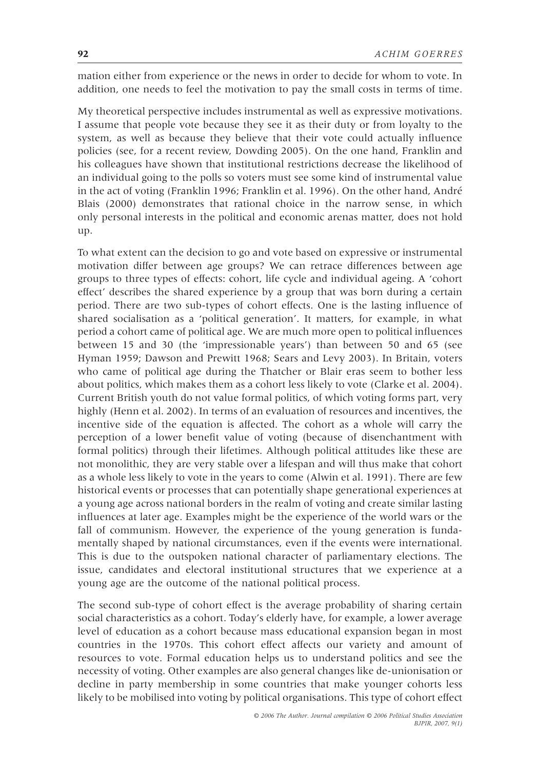mation either from experience or the news in order to decide for whom to vote. In addition, one needs to feel the motivation to pay the small costs in terms of time.

My theoretical perspective includes instrumental as well as expressive motivations. I assume that people vote because they see it as their duty or from loyalty to the system, as well as because they believe that their vote could actually influence policies (see, for a recent review, Dowding 2005). On the one hand, Franklin and his colleagues have shown that institutional restrictions decrease the likelihood of an individual going to the polls so voters must see some kind of instrumental value in the act of voting (Franklin 1996; Franklin et al. 1996). On the other hand, André Blais (2000) demonstrates that rational choice in the narrow sense, in which only personal interests in the political and economic arenas matter, does not hold up.

To what extent can the decision to go and vote based on expressive or instrumental motivation differ between age groups? We can retrace differences between age groups to three types of effects: cohort, life cycle and individual ageing. A 'cohort effect' describes the shared experience by a group that was born during a certain period. There are two sub-types of cohort effects. One is the lasting influence of shared socialisation as a 'political generation'. It matters, for example, in what period a cohort came of political age. We are much more open to political influences between 15 and 30 (the 'impressionable years') than between 50 and 65 (see Hyman 1959; Dawson and Prewitt 1968; Sears and Levy 2003). In Britain, voters who came of political age during the Thatcher or Blair eras seem to bother less about politics, which makes them as a cohort less likely to vote (Clarke et al. 2004). Current British youth do not value formal politics, of which voting forms part, very highly (Henn et al. 2002). In terms of an evaluation of resources and incentives, the incentive side of the equation is affected. The cohort as a whole will carry the perception of a lower benefit value of voting (because of disenchantment with formal politics) through their lifetimes. Although political attitudes like these are not monolithic, they are very stable over a lifespan and will thus make that cohort as a whole less likely to vote in the years to come (Alwin et al. 1991). There are few historical events or processes that can potentially shape generational experiences at a young age across national borders in the realm of voting and create similar lasting influences at later age. Examples might be the experience of the world wars or the fall of communism. However, the experience of the young generation is fundamentally shaped by national circumstances, even if the events were international. This is due to the outspoken national character of parliamentary elections. The issue, candidates and electoral institutional structures that we experience at a young age are the outcome of the national political process.

The second sub-type of cohort effect is the average probability of sharing certain social characteristics as a cohort. Today's elderly have, for example, a lower average level of education as a cohort because mass educational expansion began in most countries in the 1970s. This cohort effect affects our variety and amount of resources to vote. Formal education helps us to understand politics and see the necessity of voting. Other examples are also general changes like de-unionisation or decline in party membership in some countries that make younger cohorts less likely to be mobilised into voting by political organisations. This type of cohort effect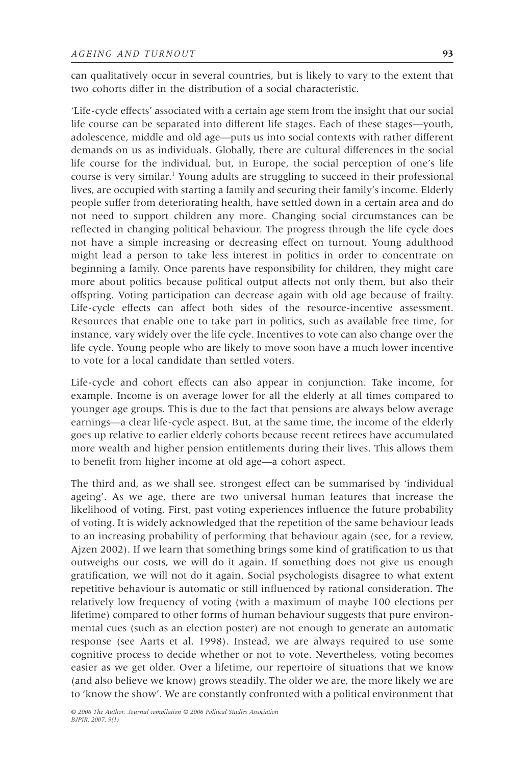can qualitatively occur in several countries, but is likely to vary to the extent that two cohorts differ in the distribution of a social characteristic.

'Life-cycle effects' associated with a certain age stem from the insight that our social life course can be separated into different life stages. Each of these stages—youth, adolescence, middle and old age—puts us into social contexts with rather different demands on us as individuals. Globally, there are cultural differences in the social life course for the individual, but, in Europe, the social perception of one's life course is very similar.[1] Young adults are struggling to succeed in their professional lives, are occupied with starting a family and securing their family's income. Elderly people suffer from deteriorating health, have settled down in a certain area and do not need to support children any more. Changing social circumstances can be reflected in changing political behaviour. The progress through the life cycle does not have a simple increasing or decreasing effect on turnout. Young adulthood might lead a person to take less interest in politics in order to concentrate on beginning a family. Once parents have responsibility for children, they might care more about politics because political output affects not only them, but also their offspring. Voting participation can decrease again with old age because of frailty. Life-cycle effects can affect both sides of the resource-incentive assessment. Resources that enable one to take part in politics, such as available free time, for instance, vary widely over the life cycle. Incentives to vote can also change over the life cycle. Young people who are likely to move soon have a much lower incentive to vote for a local candidate than settled voters.

Life-cycle and cohort effects can also appear in conjunction. Take income, for example. Income is on average lower for all the elderly at all times compared to younger age groups. This is due to the fact that pensions are always below average earnings—a clear life-cycle aspect. But, at the same time, the income of the elderly goes up relative to earlier elderly cohorts because recent retirees have accumulated more wealth and higher pension entitlements during their lives. This allows them to benefit from higher income at old age—a cohort aspect.

The third and, as we shall see, strongest effect can be summarised by 'individual ageing'. As we age, there are two universal human features that increase the likelihood of voting. First, past voting experiences influence the future probability of voting. It is widely acknowledged that the repetition of the same behaviour leads to an increasing probability of performing that behaviour again (see, for a review, Ajzen 2002). If we learn that something brings some kind of gratification to us that outweighs our costs, we will do it again. If something does not give us enough gratification, we will not do it again. Social psychologists disagree to what extent repetitive behaviour is automatic or still influenced by rational consideration. The relatively low frequency of voting (with a maximum of maybe 100 elections per lifetime) compared to other forms of human behaviour suggests that pure environmental cues (such as an election poster) are not enough to generate an automatic response (see Aarts et al. 1998). Instead, we are always required to use some cognitive process to decide whether or not to vote. Nevertheless, voting becomes easier as we get older. Over a lifetime, our repertoire of situations that we know (and also believe we know) grows steadily. The older we are, the more likely we are to 'know the show'. We are constantly confronted with a political environment that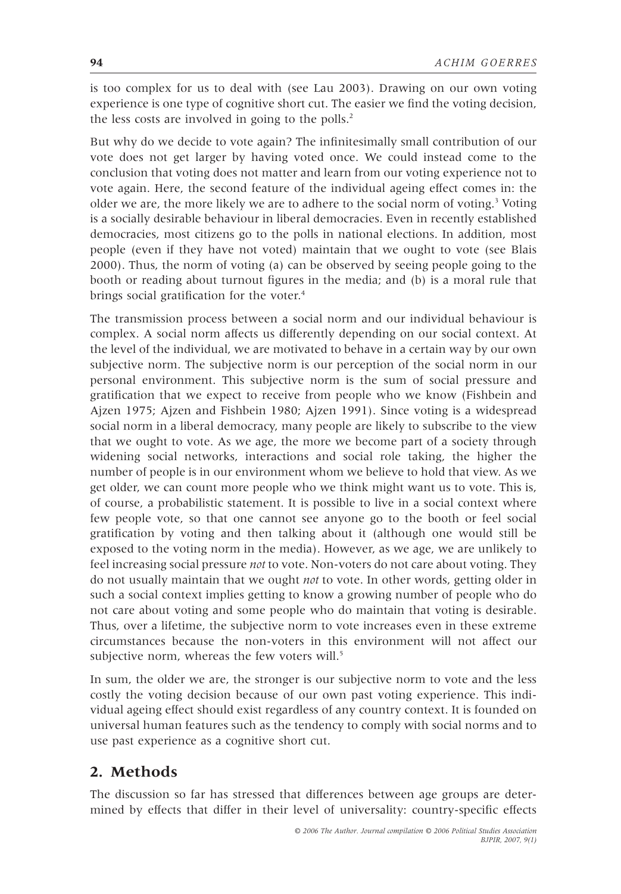is too complex for us to deal with (see Lau 2003). Drawing on our own voting experience is one type of cognitive short cut. The easier we find the voting decision, the less costs are involved in going to the polls.[2]

But why do we decide to vote again? The infinitesimally small contribution of our vote does not get larger by having voted once. We could instead come to the conclusion that voting does not matter and learn from our voting experience not to vote again. Here, the second feature of the individual ageing effect comes in: the older we are, the more likely we are to adhere to the social norm of voting.[3] Voting is a socially desirable behaviour in liberal democracies. Even in recently established democracies, most citizens go to the polls in national elections. In addition, most people (even if they have not voted) maintain that we ought to vote (see Blais 2000). Thus, the norm of voting (a) can be observed by seeing people going to the booth or reading about turnout figures in the media; and (b) is a moral rule that brings social gratification for the voter.[4]

The transmission process between a social norm and our individual behaviour is complex. A social norm affects us differently depending on our social context. At the level of the individual, we are motivated to behave in a certain way by our own subjective norm. The subjective norm is our perception of the social norm in our personal environment. This subjective norm is the sum of social pressure and gratification that we expect to receive from people who we know (Fishbein and Ajzen 1975; Ajzen and Fishbein 1980; Ajzen 1991). Since voting is a widespread social norm in a liberal democracy, many people are likely to subscribe to the view that we ought to vote. As we age, the more we become part of a society through widening social networks, interactions and social role taking, the higher the number of people is in our environment whom we believe to hold that view. As we get older, we can count more people who we think might want us to vote. This is, of course, a probabilistic statement. It is possible to live in a social context where few people vote, so that one cannot see anyone go to the booth or feel social gratification by voting and then talking about it (although one would still be exposed to the voting norm in the media). However, as we age, we are unlikely to feel increasing social pressure *not* to vote. Non-voters do not care about voting. They do not usually maintain that we ought *not* to vote. In other words, getting older in such a social context implies getting to know a growing number of people who do not care about voting and some people who do maintain that voting is desirable. Thus, over a lifetime, the subjective norm to vote increases even in these extreme circumstances because the non-voters in this environment will not affect our subjective norm, whereas the few voters will.[5]

In sum, the older we are, the stronger is our subjective norm to vote and the less costly the voting decision because of our own past voting experience. This individual ageing effect should exist regardless of any country context. It is founded on universal human features such as the tendency to comply with social norms and to use past experience as a cognitive short cut.

## 2. Methods

The discussion so far has stressed that differences between age groups are determined by effects that differ in their level of universality: country-specific effects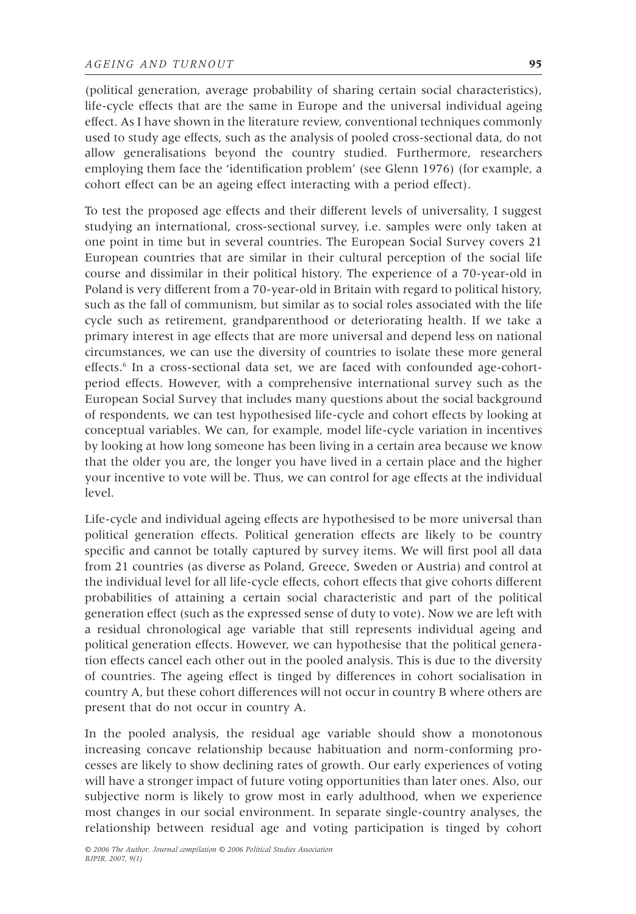(political generation, average probability of sharing certain social characteristics), life-cycle effects that are the same in Europe and the universal individual ageing effect. As I have shown in the literature review, conventional techniques commonly used to study age effects, such as the analysis of pooled cross-sectional data, do not allow generalisations beyond the country studied. Furthermore, researchers employing them face the 'identification problem' (see Glenn 1976) (for example, a cohort effect can be an ageing effect interacting with a period effect).

To test the proposed age effects and their different levels of universality, I suggest studying an international, cross-sectional survey, i.e. samples were only taken at one point in time but in several countries. The European Social Survey covers 21 European countries that are similar in their cultural perception of the social life course and dissimilar in their political history. The experience of a 70-year-old in Poland is very different from a 70-year-old in Britain with regard to political history, such as the fall of communism, but similar as to social roles associated with the life cycle such as retirement, grandparenthood or deteriorating health. If we take a primary interest in age effects that are more universal and depend less on national circumstances, we can use the diversity of countries to isolate these more general effects.[6] In a cross-sectional data set, we are faced with confounded age-cohort-period effects. However, with a comprehensive international survey such as the European Social Survey that includes many questions about the social background of respondents, we can test hypothesised life-cycle and cohort effects by looking at conceptual variables. We can, for example, model life-cycle variation in incentives by looking at how long someone has been living in a certain area because we know that the older you are, the longer you have lived in a certain place and the higher your incentive to vote will be. Thus, we can control for age effects at the individual level.

Life-cycle and individual ageing effects are hypothesised to be more universal than political generation effects. Political generation effects are likely to be country specific and cannot be totally captured by survey items. We will first pool all data from 21 countries (as diverse as Poland, Greece, Sweden or Austria) and control at the individual level for all life-cycle effects, cohort effects that give cohorts different probabilities of attaining a certain social characteristic and part of the political generation effect (such as the expressed sense of duty to vote). Now we are left with a residual chronological age variable that still represents individual ageing and political generation effects. However, we can hypothesise that the political generation effects cancel each other out in the pooled analysis. This is due to the diversity of countries. The ageing effect is tinged by differences in cohort socialisation in country A, but these cohort differences will not occur in country B where others are present that do not occur in country A.

In the pooled analysis, the residual age variable should show a monotonous increasing concave relationship because habituation and norm-conforming processes are likely to show declining rates of growth. Our early experiences of voting will have a stronger impact of future voting opportunities than later ones. Also, our subjective norm is likely to grow most in early adulthood, when we experience most changes in our social environment. In separate single-country analyses, the relationship between residual age and voting participation is tinged by cohort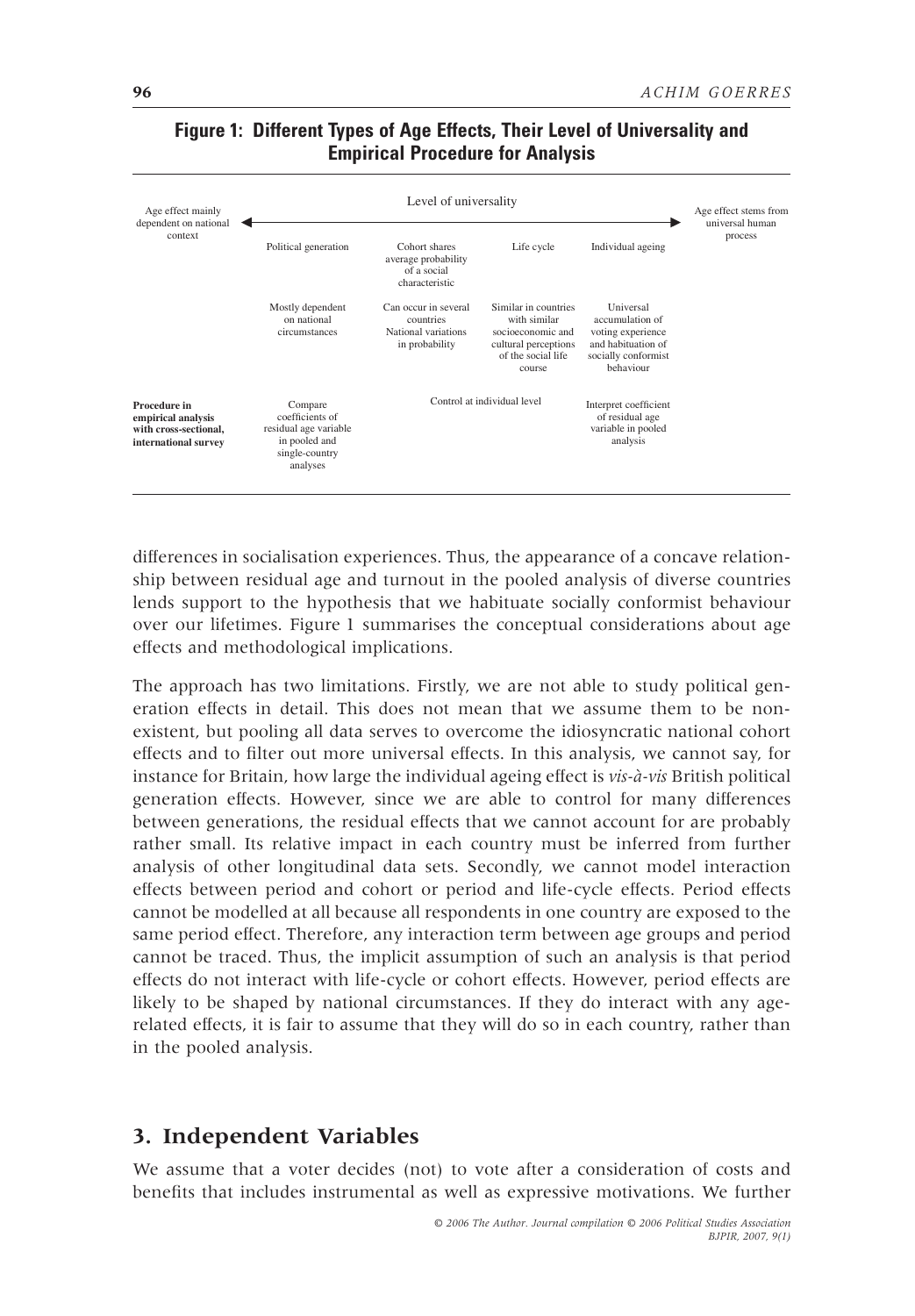**Figure 1: Different Types of Age Effects, Their Level of Universality and Empirical Procedure for Analysis**

Level of universality

| Age effect mainly dependent on national context | Political generation | Cohort shares average probability of a social characteristic | Life cycle | Individual ageing | Age effect stems from universal human process |
|---|---|---|---|---|---|
| | Mostly dependent on national circumstances | Can occur in several countries National variations in probability | Similar in countries with similar socioeconomic and cultural perceptions of the social life course | Universal accumulation of voting experience and habituation of socially conformist behaviour | |
| **Procedure in empirical analysis with cross-sectional, international survey** | Compare coefficients of residual age variable in pooled and single-country analyses | Control at individual level | | Interpret coefficient of residual age variable in pooled analysis | |

differences in socialisation experiences. Thus, the appearance of a concave relationship between residual age and turnout in the pooled analysis of diverse countries lends support to the hypothesis that we habituate socially conformist behaviour over our lifetimes. Figure 1 summarises the conceptual considerations about age effects and methodological implications.

The approach has two limitations. Firstly, we are not able to study political generation effects in detail. This does not mean that we assume them to be non-existent, but pooling all data serves to overcome the idiosyncratic national cohort effects and to filter out more universal effects. In this analysis, we cannot say, for instance for Britain, how large the individual ageing effect is *vis-à-vis* British political generation effects. However, since we are able to control for many differences between generations, the residual effects that we cannot account for are probably rather small. Its relative impact in each country must be inferred from further analysis of other longitudinal data sets. Secondly, we cannot model interaction effects between period and cohort or period and life-cycle effects. Period effects cannot be modelled at all because all respondents in one country are exposed to the same period effect. Therefore, any interaction term between age groups and period cannot be traced. Thus, the implicit assumption of such an analysis is that period effects do not interact with life-cycle or cohort effects. However, period effects are likely to be shaped by national circumstances. If they do interact with any age-related effects, it is fair to assume that they will do so in each country, rather than in the pooled analysis.

## 3. Independent Variables

We assume that a voter decides (not) to vote after a consideration of costs and benefits that includes instrumental as well as expressive motivations. We further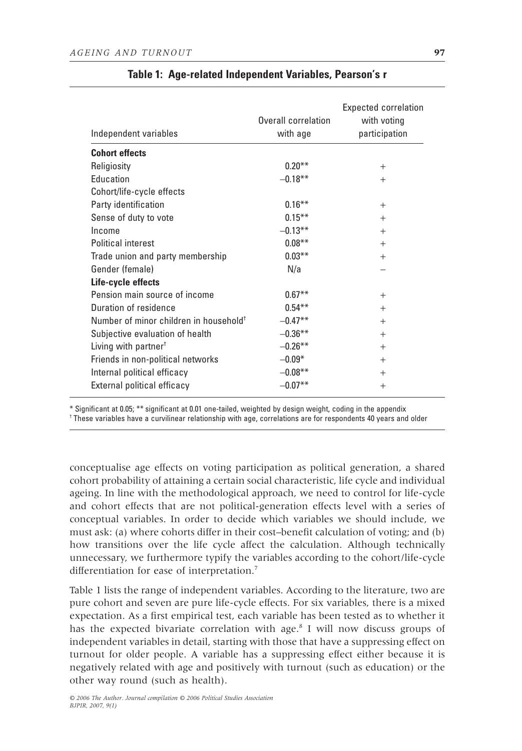**Table 1: Age-related Independent Variables, Pearson's r**

| Independent variables | Overall correlation with age | Expected correlation with voting participation |
|---|---|---|
| **Cohort effects** | | |
| Religiosity | 0.20** | + |
| Education | –0.18** | + |
| Cohort/life-cycle effects | | |
| Party identification | 0.16** | + |
| Sense of duty to vote | 0.15** | + |
| Income | –0.13** | + |
| Political interest | 0.08** | + |
| Trade union and party membership | 0.03** | + |
| Gender (female) | N/a | – |
| **Life-cycle effects** | | |
| Pension main source of income | 0.67** | + |
| Duration of residence | 0.54** | + |
| Number of minor children in household† | –0.47** | + |
| Subjective evaluation of health | –0.36** | + |
| Living with partner† | –0.26** | + |
| Friends in non-political networks | –0.09* | + |
| Internal political efficacy | –0.08** | + |
| External political efficacy | –0.07** | + |

\* Significant at 0.05; ** significant at 0.01 one-tailed, weighted by design weight, coding in the appendix
† These variables have a curvilinear relationship with age, correlations are for respondents 40 years and older

conceptualise age effects on voting participation as political generation, a shared cohort probability of attaining a certain social characteristic, life cycle and individual ageing. In line with the methodological approach, we need to control for life-cycle and cohort effects that are not political-generation effects level with a series of conceptual variables. In order to decide which variables we should include, we must ask: (a) where cohorts differ in their cost–benefit calculation of voting; and (b) how transitions over the life cycle affect the calculation. Although technically unnecessary, we furthermore typify the variables according to the cohort/life-cycle differentiation for ease of interpretation.[7]

Table 1 lists the range of independent variables. According to the literature, two are pure cohort and seven are pure life-cycle effects. For six variables, there is a mixed expectation. As a first empirical test, each variable has been tested as to whether it has the expected bivariate correlation with age.[8] I will now discuss groups of independent variables in detail, starting with those that have a suppressing effect on turnout for older people. A variable has a suppressing effect either because it is negatively related with age and positively with turnout (such as education) or the other way round (such as health).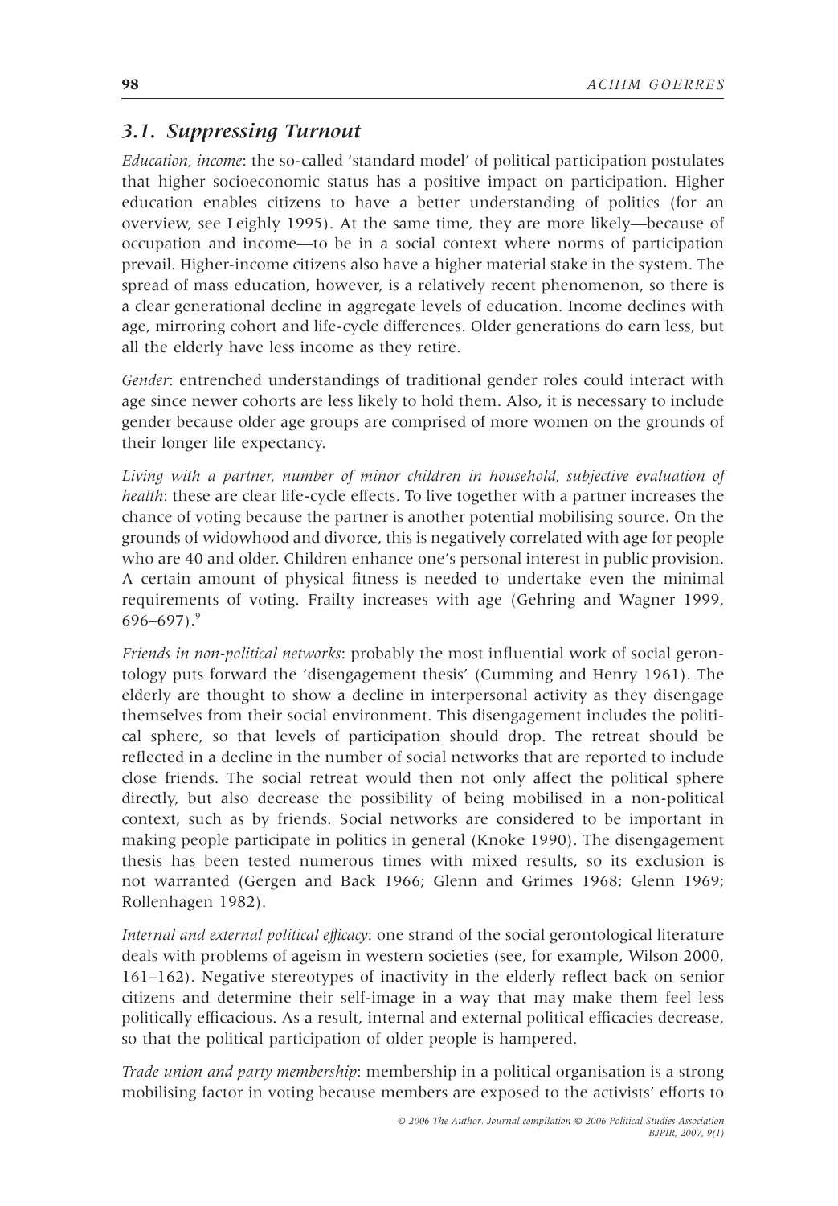### 3.1. Suppressing Turnout

*Education, income*: the so-called 'standard model' of political participation postulates that higher socioeconomic status has a positive impact on participation. Higher education enables citizens to have a better understanding of politics (for an overview, see Leighly 1995). At the same time, they are more likely—because of occupation and income—to be in a social context where norms of participation prevail. Higher-income citizens also have a higher material stake in the system. The spread of mass education, however, is a relatively recent phenomenon, so there is a clear generational decline in aggregate levels of education. Income declines with age, mirroring cohort and life-cycle differences. Older generations do earn less, but all the elderly have less income as they retire.

*Gender*: entrenched understandings of traditional gender roles could interact with age since newer cohorts are less likely to hold them. Also, it is necessary to include gender because older age groups are comprised of more women on the grounds of their longer life expectancy.

*Living with a partner, number of minor children in household, subjective evaluation of health*: these are clear life-cycle effects. To live together with a partner increases the chance of voting because the partner is another potential mobilising source. On the grounds of widowhood and divorce, this is negatively correlated with age for people who are 40 and older. Children enhance one's personal interest in public provision. A certain amount of physical fitness is needed to undertake even the minimal requirements of voting. Frailty increases with age (Gehring and Wagner 1999, 696–697).[9]

*Friends in non-political networks*: probably the most influential work of social gerontology puts forward the 'disengagement thesis' (Cumming and Henry 1961). The elderly are thought to show a decline in interpersonal activity as they disengage themselves from their social environment. This disengagement includes the political sphere, so that levels of participation should drop. The retreat should be reflected in a decline in the number of social networks that are reported to include close friends. The social retreat would then not only affect the political sphere directly, but also decrease the possibility of being mobilised in a non-political context, such as by friends. Social networks are considered to be important in making people participate in politics in general (Knoke 1990). The disengagement thesis has been tested numerous times with mixed results, so its exclusion is not warranted (Gergen and Back 1966; Glenn and Grimes 1968; Glenn 1969; Rollenhagen 1982).

*Internal and external political efficacy*: one strand of the social gerontological literature deals with problems of ageism in western societies (see, for example, Wilson 2000, 161–162). Negative stereotypes of inactivity in the elderly reflect back on senior citizens and determine their self-image in a way that may make them feel less politically efficacious. As a result, internal and external political efficacies decrease, so that the political participation of older people is hampered.

*Trade union and party membership*: membership in a political organisation is a strong mobilising factor in voting because members are exposed to the activists' efforts to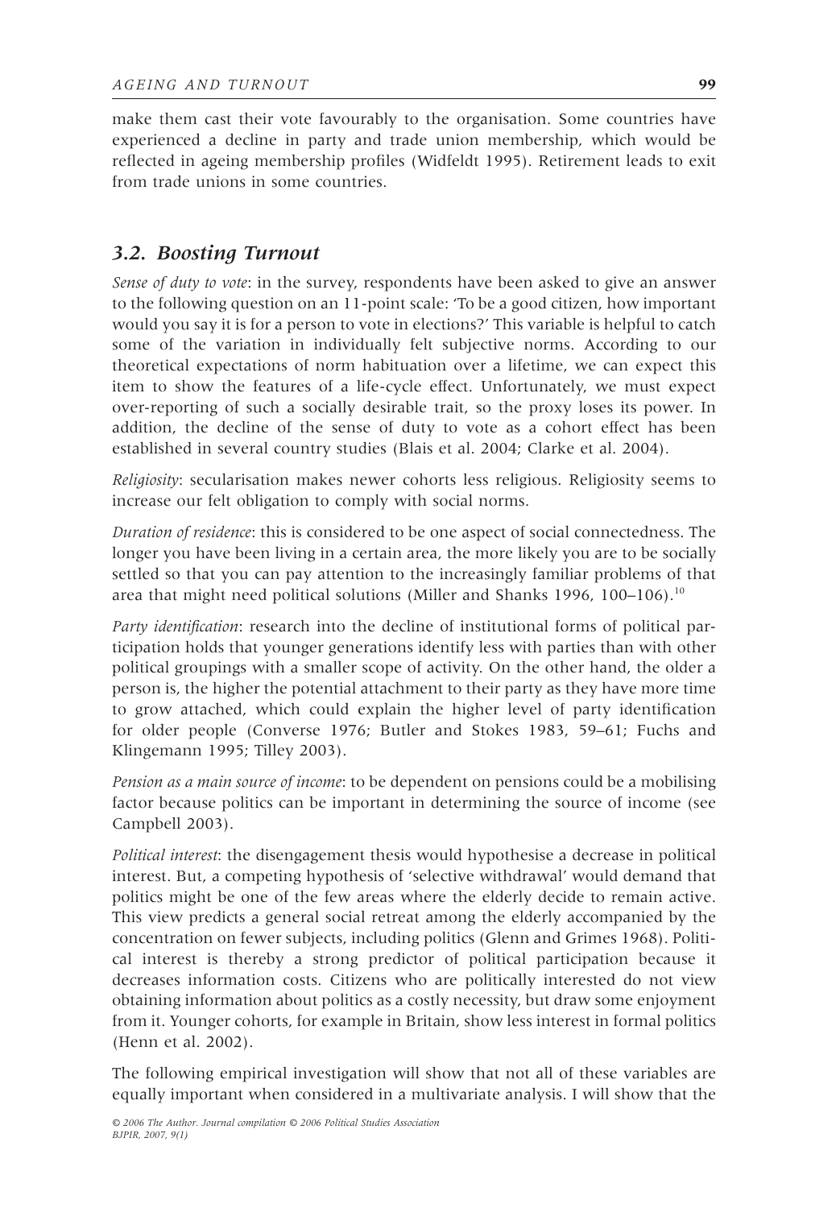make them cast their vote favourably to the organisation. Some countries have experienced a decline in party and trade union membership, which would be reflected in ageing membership profiles (Widfeldt 1995). Retirement leads to exit from trade unions in some countries.

### 3.2. Boosting Turnout

*Sense of duty to vote*: in the survey, respondents have been asked to give an answer to the following question on an 11-point scale: 'To be a good citizen, how important would you say it is for a person to vote in elections?' This variable is helpful to catch some of the variation in individually felt subjective norms. According to our theoretical expectations of norm habituation over a lifetime, we can expect this item to show the features of a life-cycle effect. Unfortunately, we must expect over-reporting of such a socially desirable trait, so the proxy loses its power. In addition, the decline of the sense of duty to vote as a cohort effect has been established in several country studies (Blais et al. 2004; Clarke et al. 2004).

*Religiosity*: secularisation makes newer cohorts less religious. Religiosity seems to increase our felt obligation to comply with social norms.

*Duration of residence*: this is considered to be one aspect of social connectedness. The longer you have been living in a certain area, the more likely you are to be socially settled so that you can pay attention to the increasingly familiar problems of that area that might need political solutions (Miller and Shanks 1996, 100–106).[10]

*Party identification*: research into the decline of institutional forms of political participation holds that younger generations identify less with parties than with other political groupings with a smaller scope of activity. On the other hand, the older a person is, the higher the potential attachment to their party as they have more time to grow attached, which could explain the higher level of party identification for older people (Converse 1976; Butler and Stokes 1983, 59–61; Fuchs and Klingemann 1995; Tilley 2003).

*Pension as a main source of income*: to be dependent on pensions could be a mobilising factor because politics can be important in determining the source of income (see Campbell 2003).

*Political interest*: the disengagement thesis would hypothesise a decrease in political interest. But, a competing hypothesis of 'selective withdrawal' would demand that politics might be one of the few areas where the elderly decide to remain active. This view predicts a general social retreat among the elderly accompanied by the concentration on fewer subjects, including politics (Glenn and Grimes 1968). Political interest is thereby a strong predictor of political participation because it decreases information costs. Citizens who are politically interested do not view obtaining information about politics as a costly necessity, but draw some enjoyment from it. Younger cohorts, for example in Britain, show less interest in formal politics (Henn et al. 2002).

The following empirical investigation will show that not all of these variables are equally important when considered in a multivariate analysis. I will show that the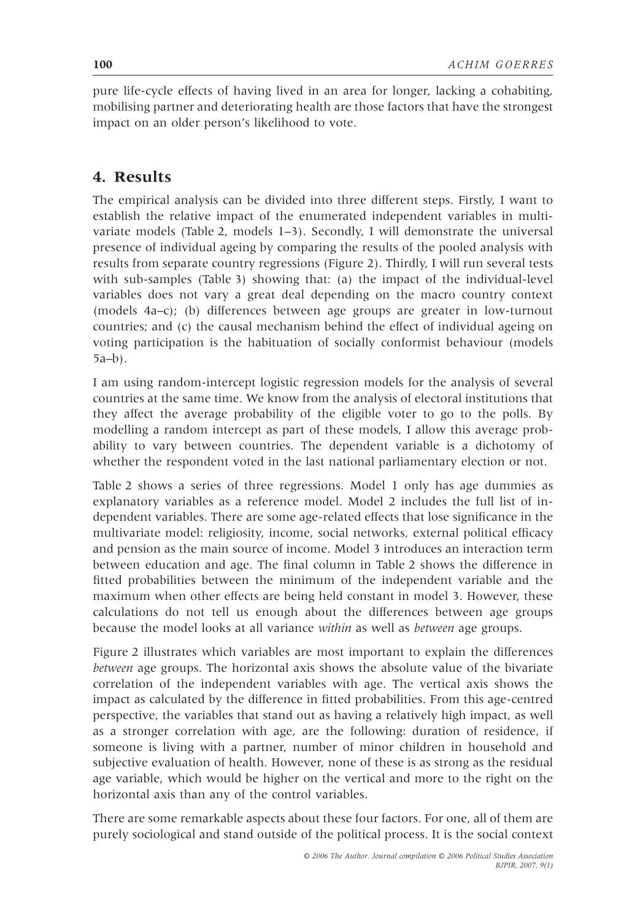pure life-cycle effects of having lived in an area for longer, lacking a cohabiting, mobilising partner and deteriorating health are those factors that have the strongest impact on an older person's likelihood to vote.

## 4. Results

The empirical analysis can be divided into three different steps. Firstly, I want to establish the relative impact of the enumerated independent variables in multivariate models (Table 2, models 1–3). Secondly, I will demonstrate the universal presence of individual ageing by comparing the results of the pooled analysis with results from separate country regressions (Figure 2). Thirdly, I will run several tests with sub-samples (Table 3) showing that: (a) the impact of the individual-level variables does not vary a great deal depending on the macro country context (models 4a–c); (b) differences between age groups are greater in low-turnout countries; and (c) the causal mechanism behind the effect of individual ageing on voting participation is the habituation of socially conformist behaviour (models 5a–b).

I am using random-intercept logistic regression models for the analysis of several countries at the same time. We know from the analysis of electoral institutions that they affect the average probability of the eligible voter to go to the polls. By modelling a random intercept as part of these models, I allow this average probability to vary between countries. The dependent variable is a dichotomy of whether the respondent voted in the last national parliamentary election or not.

Table 2 shows a series of three regressions. Model 1 only has age dummies as explanatory variables as a reference model. Model 2 includes the full list of independent variables. There are some age-related effects that lose significance in the multivariate model: religiosity, income, social networks, external political efficacy and pension as the main source of income. Model 3 introduces an interaction term between education and age. The final column in Table 2 shows the difference in fitted probabilities between the minimum of the independent variable and the maximum when other effects are being held constant in model 3. However, these calculations do not tell us enough about the differences between age groups because the model looks at all variance *within* as well as *between* age groups.

Figure 2 illustrates which variables are most important to explain the differences *between* age groups. The horizontal axis shows the absolute value of the bivariate correlation of the independent variables with age. The vertical axis shows the impact as calculated by the difference in fitted probabilities. From this age-centred perspective, the variables that stand out as having a relatively high impact, as well as a stronger correlation with age, are the following: duration of residence, if someone is living with a partner, number of minor children in household and subjective evaluation of health. However, none of these is as strong as the residual age variable, which would be higher on the vertical and more to the right on the horizontal axis than any of the control variables.

There are some remarkable aspects about these four factors. For one, all of them are purely sociological and stand outside of the political process. It is the social context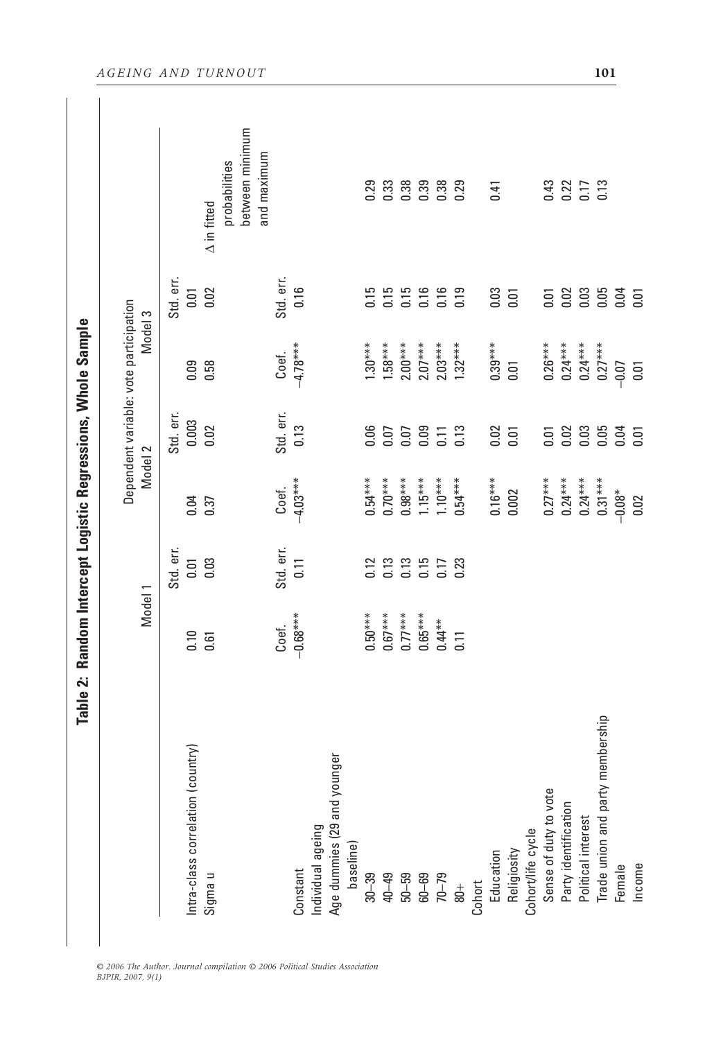**Table 2: Random Intercept Logistic Regressions, Whole Sample**

| | Dependent variable: vote participation | | | | | | |
|---|---|---|---|---|---|---|---|
| | Model 1 | | Model 2 | | Model 3 | | |
| | | Std. err. | | Std. err. | | Std. err. | |
| Intra-class correlation (country) | 0.10 | 0.01 | 0.04 | 0.003 | 0.09 | 0.01 | |
| Sigma u | 0.61 | 0.03 | 0.37 | 0.02 | 0.58 | 0.02 | Δ in fitted probabilities between minimum and maximum |
| | Coef. | Std. err. | Coef. | Std. err. | Coef. | Std. err. | |
| Constant | −0.68*** | 0.11 | −4.03*** | 0.13 | −4.78*** | 0.16 | |
| Individual ageing | | | | | | | |
| Age dummies (29 and younger baseline) | | | | | | | |
| 30–39 | 0.50*** | 0.12 | 0.54*** | 0.06 | 1.30*** | 0.15 | 0.29 |
| 40–49 | 0.67*** | 0.13 | 0.70*** | 0.07 | 1.58*** | 0.15 | 0.33 |
| 50–59 | 0.77*** | 0.13 | 0.98*** | 0.07 | 2.00*** | 0.15 | 0.38 |
| 60–69 | 0.65*** | 0.15 | 1.15*** | 0.09 | 2.07*** | 0.16 | 0.39 |
| 70–79 | 0.44** | 0.17 | 1.10*** | 0.11 | 2.03*** | 0.16 | 0.38 |
| 80+ | 0.11 | 0.23 | 0.54*** | 0.13 | 1.32*** | 0.19 | 0.29 |
| Cohort | | | | | | | |
| Education | | | 0.16*** | 0.02 | 0.39*** | 0.03 | 0.41 |
| Religiosity | | | 0.002 | 0.01 | 0.01 | 0.01 | |
| Cohort/life cycle | | | | | | | |
| Sense of duty to vote | | | 0.27*** | 0.01 | 0.26*** | 0.01 | 0.43 |
| Party identification | | | 0.24*** | 0.02 | 0.24*** | 0.02 | 0.22 |
| Political interest | | | 0.24*** | 0.03 | 0.24*** | 0.03 | 0.17 |
| Trade union and party membership | | | 0.31*** | 0.05 | 0.27*** | 0.05 | 0.13 |
| Female | | | −0.08* | 0.04 | −0.07 | 0.04 | |
| Income | | | 0.02 | 0.01 | 0.01 | 0.01 | |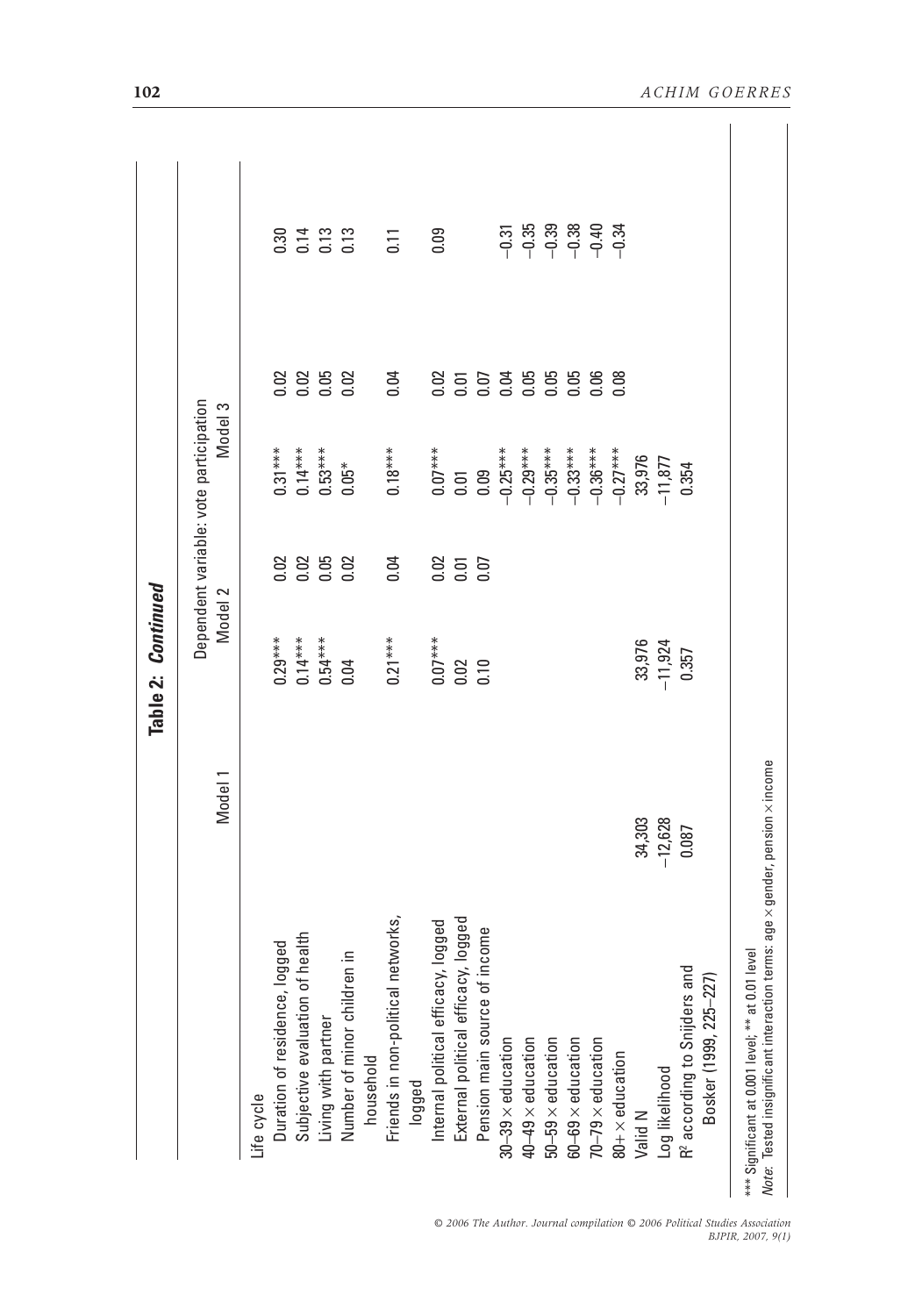**Table 2: *Continued***

| | Model 1 | Dependent variable: vote participation Model 2 | | Model 3 | | |
|---|---|---|---|---|---|---|
| Life cycle | | | | | | |
| Duration of residence, logged | | 0.29*** | 0.02 | 0.31*** | 0.02 | 0.30 |
| Subjective evaluation of health | | 0.14*** | 0.02 | 0.14*** | 0.02 | 0.14 |
| Living with partner | | 0.54*** | 0.05 | 0.53*** | 0.05 | 0.13 |
| Number of minor children in household | | 0.04 | 0.02 | 0.05* | 0.02 | 0.13 |
| Friends in non-political networks, logged | | 0.21*** | 0.04 | 0.18*** | 0.04 | 0.11 |
| Internal political efficacy, logged | | 0.07*** | 0.02 | 0.07*** | 0.02 | 0.09 |
| External political efficacy, logged | | 0.02 | 0.01 | 0.01 | 0.01 | |
| Pension main source of income | | 0.10 | 0.07 | 0.09 | 0.07 | |
| 30–39 × education | | | | −0.25*** | 0.04 | −0.31 |
| 40–49 × education | | | | −0.29*** | 0.05 | −0.35 |
| 50–59 × education | | | | −0.35*** | 0.05 | −0.39 |
| 60–69 × education | | | | −0.33*** | 0.05 | −0.38 |
| 70–79 × education | | | | −0.36*** | 0.06 | −0.40 |
| 80+ × education | | | | −0.27*** | 0.08 | −0.34 |
| Valid N | 34,303 | 33,976 | | 33,976 | | |
| Log likelihood | −12,628 | −11,924 | | −11,877 | | |
| $R^2$ according to Snijders and Bosker (1999, 225–227) | 0.087 | 0.357 | | 0.354 | | |

*** Significant at 0.001 level; ** at 0.01 level

*Note*: Tested insignificant interaction terms: age × gender, pension × income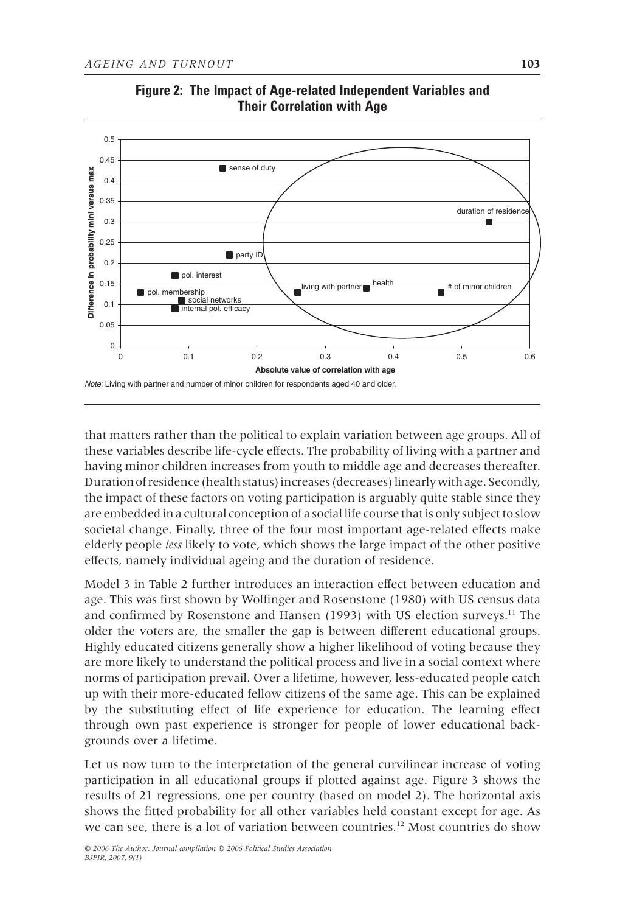**Figure 2: The Impact of Age-related Independent Variables and Their Correlation with Age**

*Note:* Living with partner and number of minor children for respondents aged 40 and older.

that matters rather than the political to explain variation between age groups. All of these variables describe life-cycle effects. The probability of living with a partner and having minor children increases from youth to middle age and decreases thereafter. Duration of residence (health status) increases (decreases) linearly with age. Secondly, the impact of these factors on voting participation is arguably quite stable since they are embedded in a cultural conception of a social life course that is only subject to slow societal change. Finally, three of the four most important age-related effects make elderly people *less* likely to vote, which shows the large impact of the other positive effects, namely individual ageing and the duration of residence.

Model 3 in Table 2 further introduces an interaction effect between education and age. This was first shown by Wolfinger and Rosenstone (1980) with US census data and confirmed by Rosenstone and Hansen (1993) with US election surveys.[11] The older the voters are, the smaller the gap is between different educational groups. Highly educated citizens generally show a higher likelihood of voting because they are more likely to understand the political process and live in a social context where norms of participation prevail. Over a lifetime, however, less-educated people catch up with their more-educated fellow citizens of the same age. This can be explained by the substituting effect of life experience for education. The learning effect through own past experience is stronger for people of lower educational backgrounds over a lifetime.

Let us now turn to the interpretation of the general curvilinear increase of voting participation in all educational groups if plotted against age. Figure 3 shows the results of 21 regressions, one per country (based on model 2). The horizontal axis shows the fitted probability for all other variables held constant except for age. As we can see, there is a lot of variation between countries.[12] Most countries do show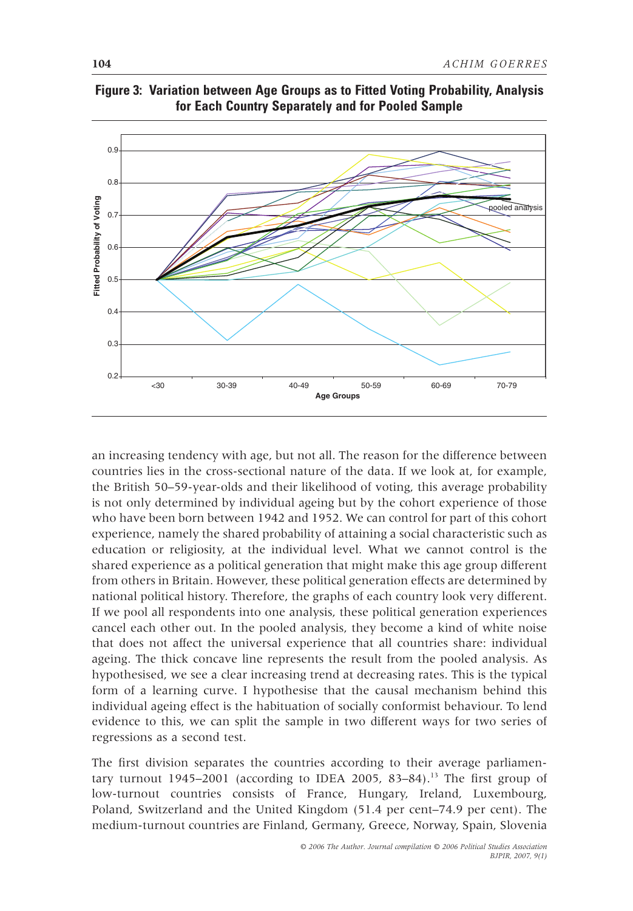**Figure 3: Variation between Age Groups as to Fitted Voting Probability, Analysis for Each Country Separately and for Pooled Sample**

an increasing tendency with age, but not all. The reason for the difference between countries lies in the cross-sectional nature of the data. If we look at, for example, the British 50–59-year-olds and their likelihood of voting, this average probability is not only determined by individual ageing but by the cohort experience of those who have been born between 1942 and 1952. We can control for part of this cohort experience, namely the shared probability of attaining a social characteristic such as education or religiosity, at the individual level. What we cannot control is the shared experience as a political generation that might make this age group different from others in Britain. However, these political generation effects are determined by national political history. Therefore, the graphs of each country look very different. If we pool all respondents into one analysis, these political generation experiences cancel each other out. In the pooled analysis, they become a kind of white noise that does not affect the universal experience that all countries share: individual ageing. The thick concave line represents the result from the pooled analysis. As hypothesised, we see a clear increasing trend at decreasing rates. This is the typical form of a learning curve. I hypothesise that the causal mechanism behind this individual ageing effect is the habituation of socially conformist behaviour. To lend evidence to this, we can split the sample in two different ways for two series of regressions as a second test.

The first division separates the countries according to their average parliamentary turnout 1945–2001 (according to IDEA 2005, 83–84).[13] The first group of low-turnout countries consists of France, Hungary, Ireland, Luxembourg, Poland, Switzerland and the United Kingdom (51.4 per cent–74.9 per cent). The medium-turnout countries are Finland, Germany, Greece, Norway, Spain, Slovenia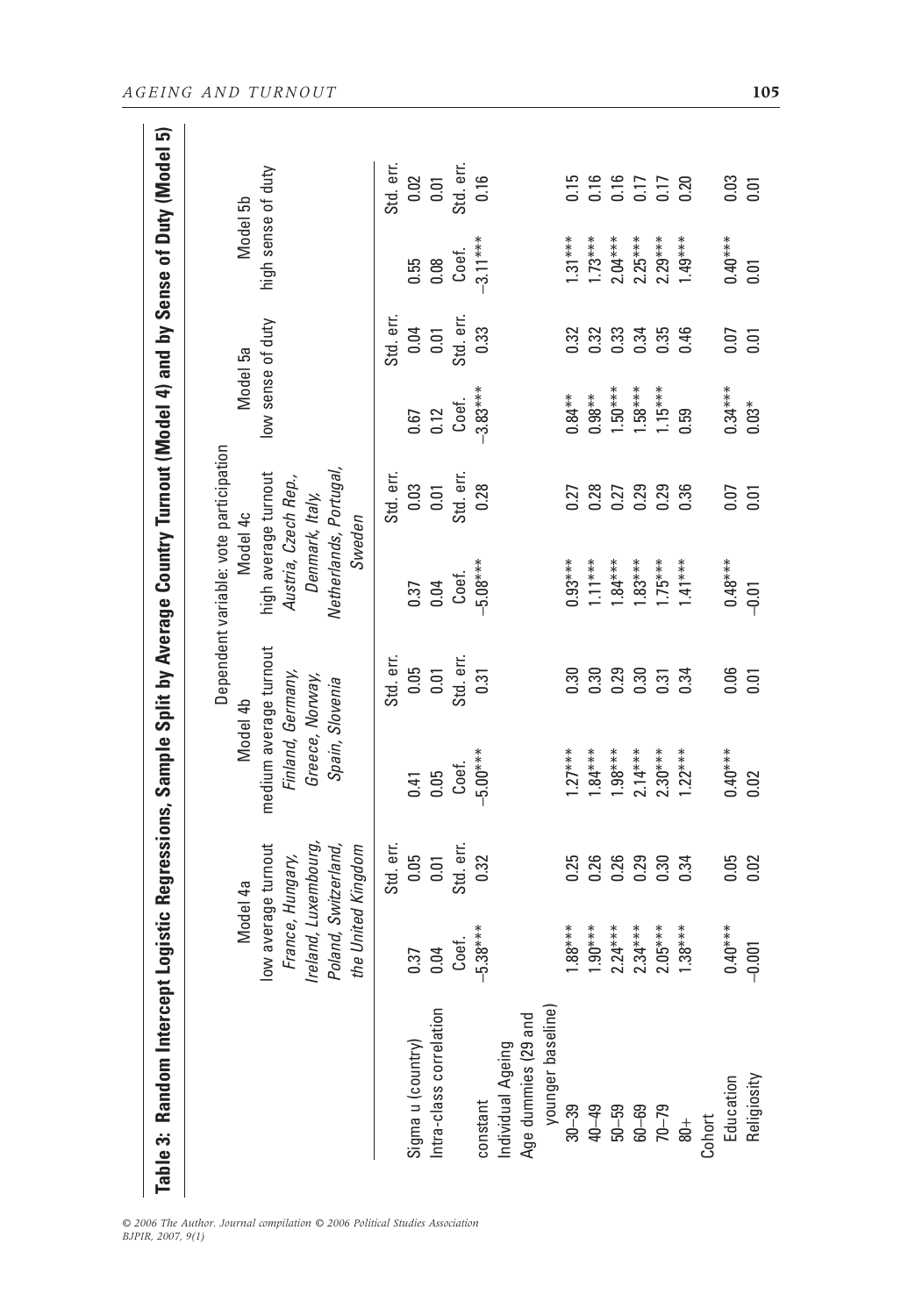**Table 3: Random Intercept Logistic Regressions, Sample Split by Average Country Turnout (Model 4) and by Sense of Duty (Model 5)**

| | Dependent variable: vote participation | | | | | | | | | |
|---|---|---|---|---|---|---|---|---|---|---|
| | Model 4a | | Model 4b | | Model 4c | | Model 5a | | Model 5b | |
| | low average turnout *France, Hungary, Ireland, Luxembourg, Poland, Switzerland, the United Kingdom* | | medium average turnout *Finland, Germany, Greece, Norway, Spain, Slovenia* | | high average turnout *Austria, Czech Rep., Denmark, Italy, Netherlands, Portugal, Sweden* | | low sense of duty | | high sense of duty | |
| | | Std. err. | | Std. err. | | Std. err. | | Std. err. | | Std. err. |
| Sigma u (country) | 0.37 | 0.05 | 0.41 | 0.05 | 0.37 | 0.03 | 0.67 | 0.04 | 0.55 | 0.02 |
| Intra-class correlation | 0.04 | 0.01 | 0.05 | 0.01 | 0.04 | 0.01 | 0.12 | 0.01 | 0.08 | 0.01 |
| | Coef. | Std. err. | Coef. | Std. err. | Coef. | Std. err. | Coef. | Std. err. | Coef. | Std. err. |
| constant | –5.38*** | 0.32 | –5.00*** | 0.31 | –5.08*** | 0.28 | –3.83*** | 0.33 | –3.11*** | 0.16 |
| Individual Ageing | | | | | | | | | | |
| Age dummies (29 and younger baseline) | | | | | | | | | | |
| 30–39 | 1.88*** | 0.25 | 1.27*** | 0.30 | 0.93*** | 0.27 | 0.84** | 0.32 | 1.31*** | 0.15 |
| 40–49 | 1.90*** | 0.26 | 1.84*** | 0.30 | 1.11*** | 0.28 | 0.98** | 0.32 | 1.73*** | 0.16 |
| 50–59 | 2.24*** | 0.26 | 1.98*** | 0.29 | 1.84*** | 0.27 | 1.50*** | 0.33 | 2.04*** | 0.16 |
| 60–69 | 2.34*** | 0.29 | 2.14*** | 0.30 | 1.83*** | 0.29 | 1.58*** | 0.34 | 2.25*** | 0.17 |
| 70–79 | 2.05*** | 0.30 | 2.30*** | 0.31 | 1.75*** | 0.29 | 1.15*** | 0.35 | 2.29*** | 0.17 |
| 80+ | 1.38*** | 0.34 | 1.22*** | 0.34 | 1.41*** | 0.36 | 0.59 | 0.46 | 1.49*** | 0.20 |
| Cohort | | | | | | | | | | |
| Education | 0.40*** | 0.05 | 0.40*** | 0.06 | 0.48*** | 0.07 | 0.34*** | 0.07 | 0.40*** | 0.03 |
| Religiosity | –0.001 | 0.02 | 0.02 | 0.01 | –0.01 | 0.01 | 0.03* | 0.01 | 0.01 | 0.01 |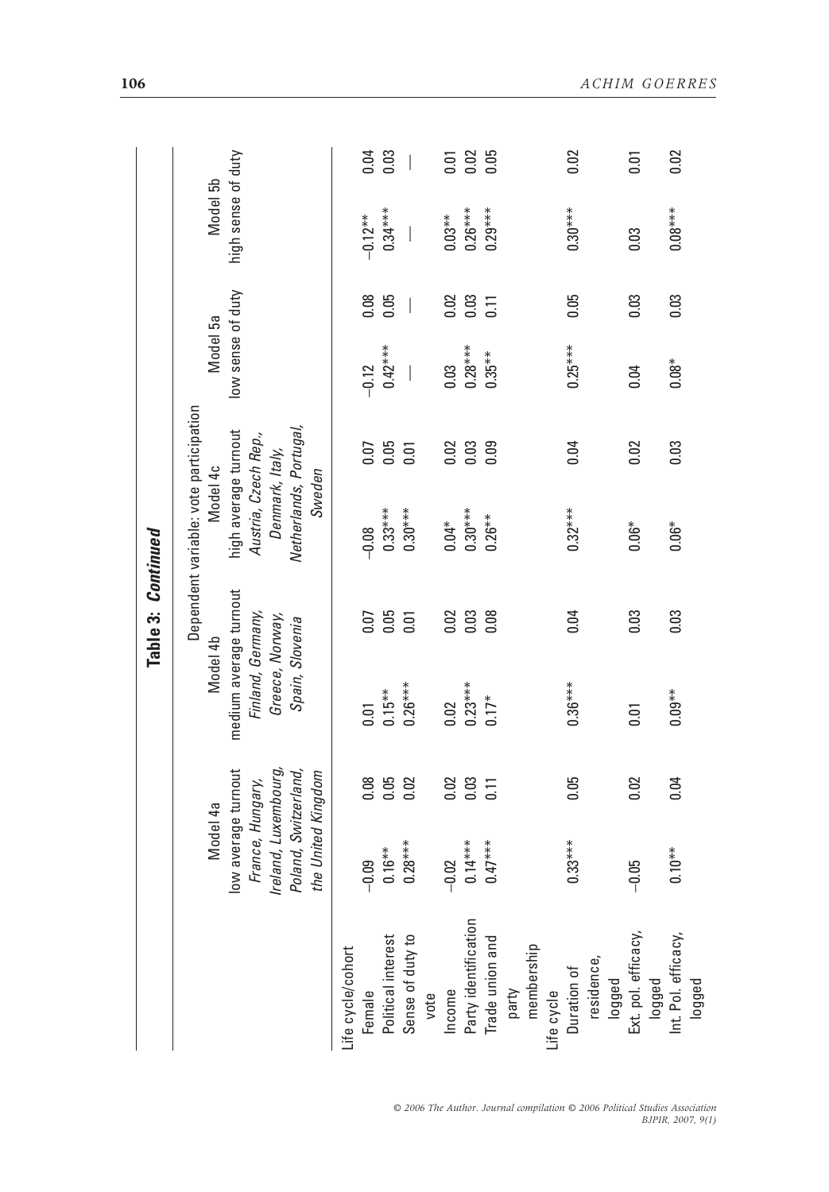**Table 3: *Continued***

| | Dependent variable: vote participation | | | | | | | | | |
|---|---|---|---|---|---|---|---|---|---|---|
| | Model 4a | | Model 4b | | Model 4c | | Model 5a | | Model 5b | |
| | low average turnout *France, Hungary, Ireland, Luxembourg, Poland, Switzerland, the United Kingdom* | | medium average turnout *Finland, Germany, Greece, Norway, Spain, Slovenia* | | high average turnout *Austria, Czech Rep., Denmark, Italy, Netherlands, Portugal, Sweden* | | low sense of duty | | high sense of duty | |
| Life cycle/cohort | | | | | | | | | | |
| Female | −0.09 | 0.08 | 0.01 | 0.07 | −0.08 | 0.07 | −0.12 | 0.08 | −0.12** | 0.04 |
| Political interest | 0.16** | 0.05 | 0.15** | 0.05 | 0.33*** | 0.05 | 0.42*** | 0.05 | 0.34*** | 0.03 |
| Sense of duty to vote | 0.28*** | 0.02 | 0.26*** | 0.01 | 0.30*** | 0.01 | — | — | — | — |
| Income | −0.02 | 0.02 | 0.02 | 0.02 | 0.04* | 0.02 | 0.03 | 0.02 | 0.03** | 0.01 |
| Party identification | 0.14*** | 0.03 | 0.23*** | 0.03 | 0.30*** | 0.03 | 0.28*** | 0.03 | 0.26*** | 0.02 |
| Trade union and party membership | 0.47*** | 0.11 | 0.17* | 0.08 | 0.26** | 0.09 | 0.35** | 0.11 | 0.29*** | 0.05 |
| Life cycle | | | | | | | | | | |
| Duration of residence, logged | 0.33*** | 0.05 | 0.36*** | 0.04 | 0.32*** | 0.04 | 0.25*** | 0.05 | 0.30*** | 0.02 |
| Ext. pol. efficacy, logged | −0.05 | 0.02 | 0.01 | 0.03 | 0.06* | 0.02 | 0.04 | 0.03 | 0.03 | 0.01 |
| Int. Pol. efficacy, logged | 0.10** | 0.04 | 0.09** | 0.03 | 0.06* | 0.03 | 0.08* | 0.03 | 0.08*** | 0.02 |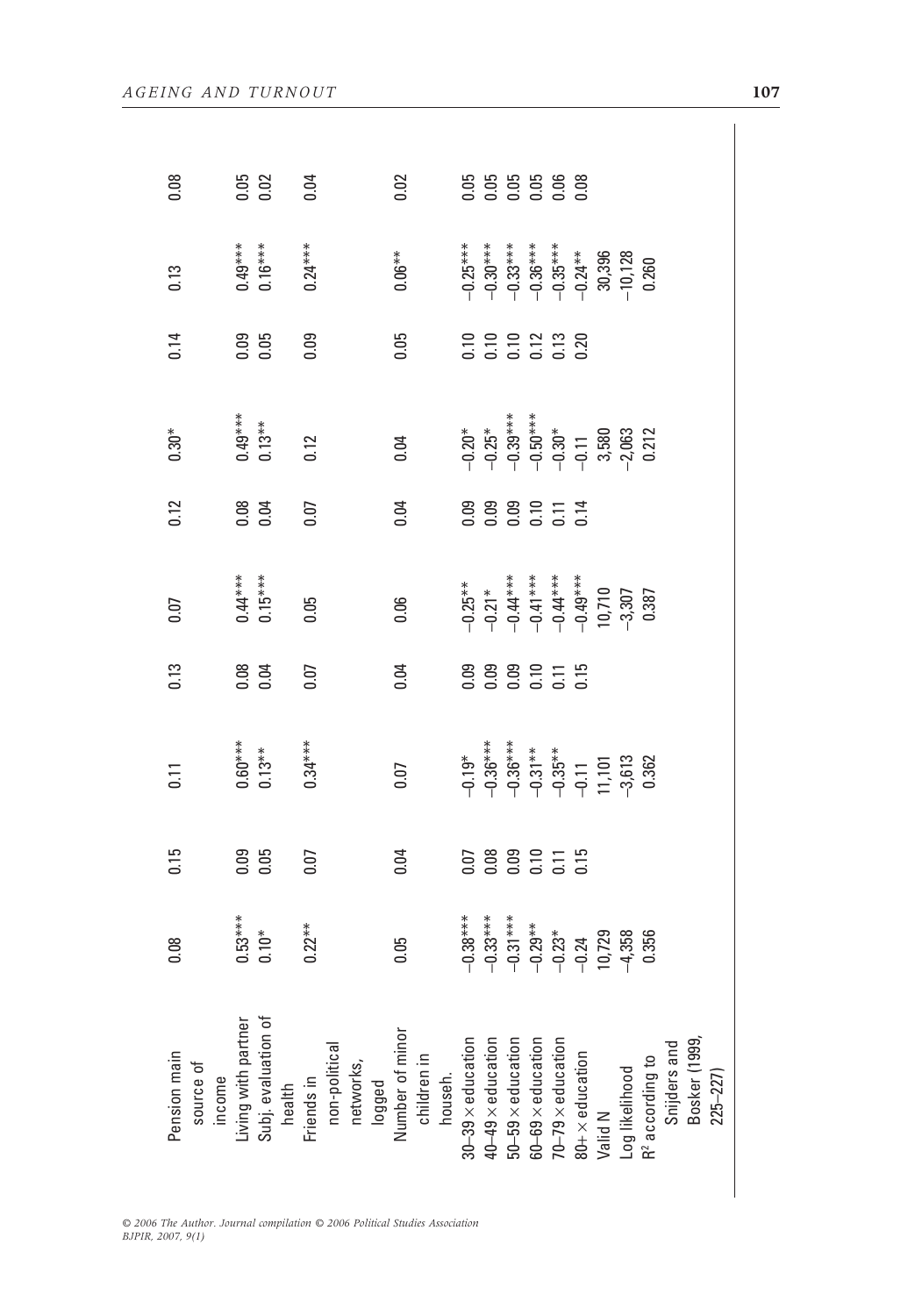| Pension main source of income | 0.08 | 0.15 | 0.11 | 0.13 | 0.07 | 0.12 | 0.30* | 0.14 | 0.13 | 0.08 |
|---|---|---|---|---|---|---|---|---|---|---|
| Living with partner | 0.53*** | 0.09 | 0.60*** | 0.08 | 0.44*** | 0.08 | 0.49*** | 0.09 | 0.49*** | 0.05 |
| Subj. evaluation of health | 0.10* | 0.05 | 0.13** | 0.04 | 0.15*** | 0.04 | 0.13** | 0.05 | 0.16*** | 0.02 |
| Friends in non-political networks, logged | 0.22** | 0.07 | 0.34*** | 0.07 | 0.05 | 0.07 | 0.12 | 0.09 | 0.24*** | 0.04 |
| Number of minor children in househ. | 0.05 | 0.04 | 0.07 | 0.04 | 0.06 | 0.04 | 0.04 | 0.05 | 0.06** | 0.02 |
| 30–39 × education | −0.38*** | 0.07 | −0.19* | 0.09 | −0.25** | 0.09 | −0.20* | 0.10 | −0.25*** | 0.05 |
| 40–49 × education | −0.33*** | 0.08 | −0.36*** | 0.09 | −0.21* | 0.09 | −0.25* | 0.10 | −0.30*** | 0.05 |
| 50–59 × education | −0.31*** | 0.09 | −0.36*** | 0.09 | −0.44*** | 0.09 | −0.39*** | 0.10 | −0.33*** | 0.05 |
| 60–69 × education | −0.29** | 0.10 | −0.31** | 0.10 | −0.41*** | 0.10 | −0.50*** | 0.12 | −0.36*** | 0.05 |
| 70–79 × education | −0.23* | 0.11 | −0.35** | 0.11 | −0.44*** | 0.11 | −0.30* | 0.13 | −0.35*** | 0.06 |
| 80+ × education | −0.24 | 0.15 | −0.11 | 0.15 | −0.49*** | 0.14 | −0.11 | 0.20 | −0.24** | 0.08 |
| Valid N | 10,729 | | 11,101 | | 10,710 | | 3,580 | | 30,396 | |
| Log likelihood | −4,358 | | −3,613 | | −3,307 | | −2,063 | | −10,128 | |
| $R^2$ according to Snijders and Bosker (1999, 225–227) | 0.356 | | 0.362 | | 0.387 | | 0.212 | | 0.260 | |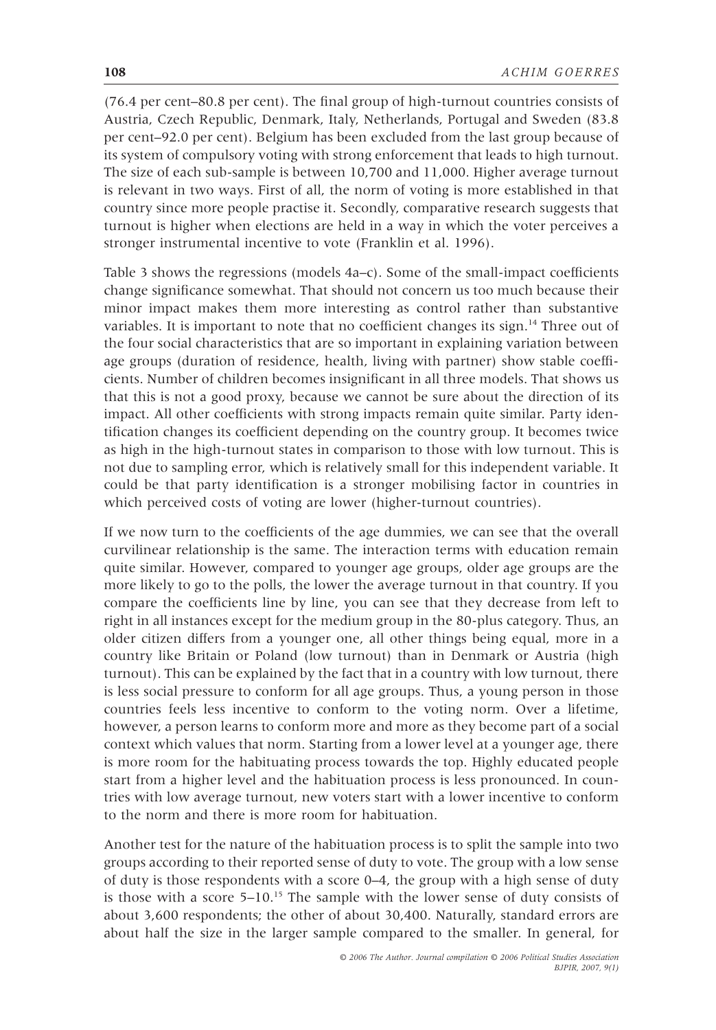(76.4 per cent–80.8 per cent). The final group of high-turnout countries consists of Austria, Czech Republic, Denmark, Italy, Netherlands, Portugal and Sweden (83.8 per cent–92.0 per cent). Belgium has been excluded from the last group because of its system of compulsory voting with strong enforcement that leads to high turnout. The size of each sub-sample is between 10,700 and 11,000. Higher average turnout is relevant in two ways. First of all, the norm of voting is more established in that country since more people practise it. Secondly, comparative research suggests that turnout is higher when elections are held in a way in which the voter perceives a stronger instrumental incentive to vote (Franklin et al. 1996).

Table 3 shows the regressions (models 4a–c). Some of the small-impact coefficients change significance somewhat. That should not concern us too much because their minor impact makes them more interesting as control rather than substantive variables. It is important to note that no coefficient changes its sign.[14] Three out of the four social characteristics that are so important in explaining variation between age groups (duration of residence, health, living with partner) show stable coefficients. Number of children becomes insignificant in all three models. That shows us that this is not a good proxy, because we cannot be sure about the direction of its impact. All other coefficients with strong impacts remain quite similar. Party identification changes its coefficient depending on the country group. It becomes twice as high in the high-turnout states in comparison to those with low turnout. This is not due to sampling error, which is relatively small for this independent variable. It could be that party identification is a stronger mobilising factor in countries in which perceived costs of voting are lower (higher-turnout countries).

If we now turn to the coefficients of the age dummies, we can see that the overall curvilinear relationship is the same. The interaction terms with education remain quite similar. However, compared to younger age groups, older age groups are the more likely to go to the polls, the lower the average turnout in that country. If you compare the coefficients line by line, you can see that they decrease from left to right in all instances except for the medium group in the 80-plus category. Thus, an older citizen differs from a younger one, all other things being equal, more in a country like Britain or Poland (low turnout) than in Denmark or Austria (high turnout). This can be explained by the fact that in a country with low turnout, there is less social pressure to conform for all age groups. Thus, a young person in those countries feels less incentive to conform to the voting norm. Over a lifetime, however, a person learns to conform more and more as they become part of a social context which values that norm. Starting from a lower level at a younger age, there is more room for the habituating process towards the top. Highly educated people start from a higher level and the habituation process is less pronounced. In countries with low average turnout, new voters start with a lower incentive to conform to the norm and there is more room for habituation.

Another test for the nature of the habituation process is to split the sample into two groups according to their reported sense of duty to vote. The group with a low sense of duty is those respondents with a score 0–4, the group with a high sense of duty is those with a score 5–10.[15] The sample with the lower sense of duty consists of about 3,600 respondents; the other of about 30,400. Naturally, standard errors are about half the size in the larger sample compared to the smaller. In general, for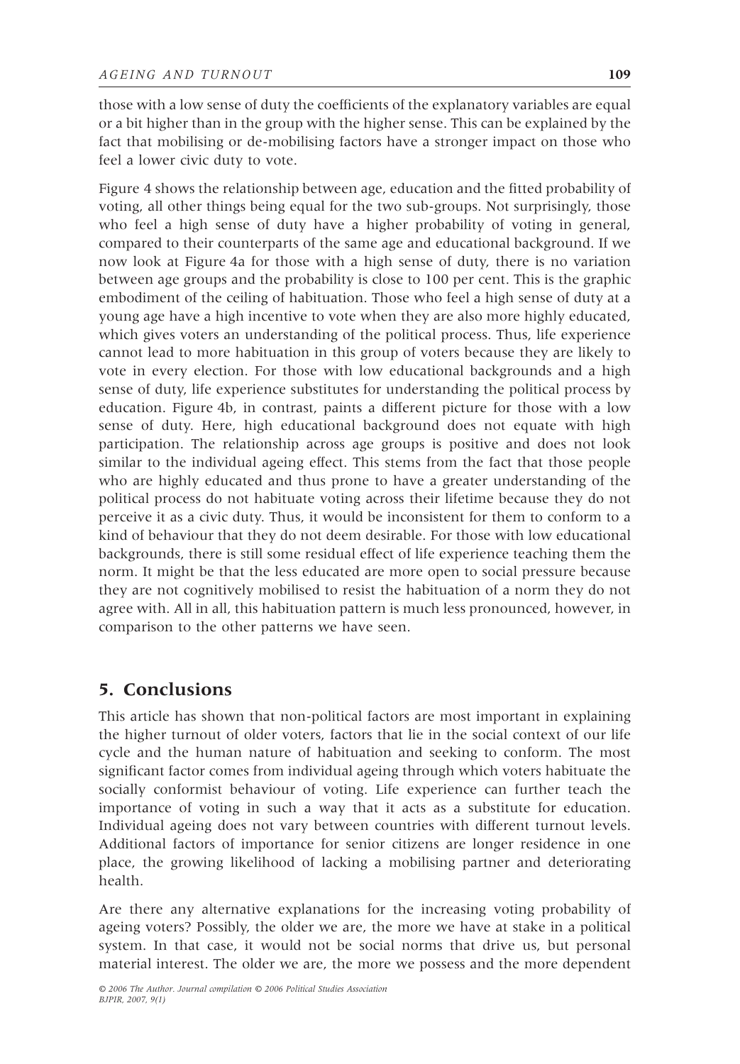those with a low sense of duty the coefficients of the explanatory variables are equal or a bit higher than in the group with the higher sense. This can be explained by the fact that mobilising or de-mobilising factors have a stronger impact on those who feel a lower civic duty to vote.

Figure 4 shows the relationship between age, education and the fitted probability of voting, all other things being equal for the two sub-groups. Not surprisingly, those who feel a high sense of duty have a higher probability of voting in general, compared to their counterparts of the same age and educational background. If we now look at Figure 4a for those with a high sense of duty, there is no variation between age groups and the probability is close to 100 per cent. This is the graphic embodiment of the ceiling of habituation. Those who feel a high sense of duty at a young age have a high incentive to vote when they are also more highly educated, which gives voters an understanding of the political process. Thus, life experience cannot lead to more habituation in this group of voters because they are likely to vote in every election. For those with low educational backgrounds and a high sense of duty, life experience substitutes for understanding the political process by education. Figure 4b, in contrast, paints a different picture for those with a low sense of duty. Here, high educational background does not equate with high participation. The relationship across age groups is positive and does not look similar to the individual ageing effect. This stems from the fact that those people who are highly educated and thus prone to have a greater understanding of the political process do not habituate voting across their lifetime because they do not perceive it as a civic duty. Thus, it would be inconsistent for them to conform to a kind of behaviour that they do not deem desirable. For those with low educational backgrounds, there is still some residual effect of life experience teaching them the norm. It might be that the less educated are more open to social pressure because they are not cognitively mobilised to resist the habituation of a norm they do not agree with. All in all, this habituation pattern is much less pronounced, however, in comparison to the other patterns we have seen.

## 5. Conclusions

This article has shown that non-political factors are most important in explaining the higher turnout of older voters, factors that lie in the social context of our life cycle and the human nature of habituation and seeking to conform. The most significant factor comes from individual ageing through which voters habituate the socially conformist behaviour of voting. Life experience can further teach the importance of voting in such a way that it acts as a substitute for education. Individual ageing does not vary between countries with different turnout levels. Additional factors of importance for senior citizens are longer residence in one place, the growing likelihood of lacking a mobilising partner and deteriorating health.

Are there any alternative explanations for the increasing voting probability of ageing voters? Possibly, the older we are, the more we have at stake in a political system. In that case, it would not be social norms that drive us, but personal material interest. The older we are, the more we possess and the more dependent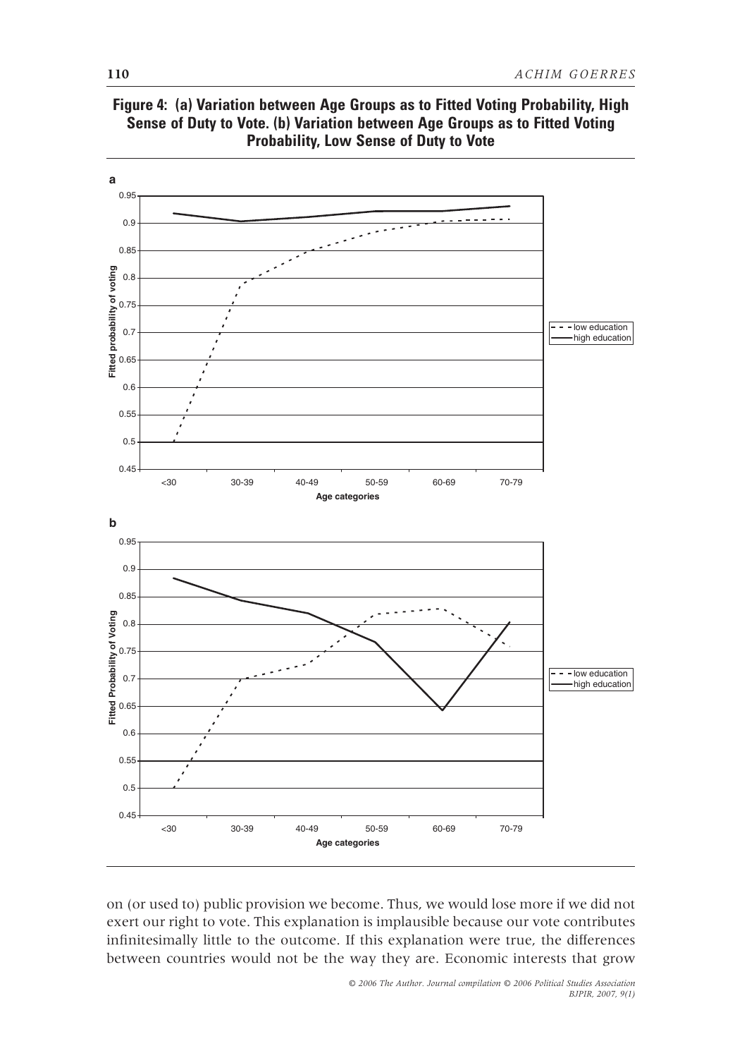**Figure 4: (a) Variation between Age Groups as to Fitted Voting Probability, High Sense of Duty to Vote. (b) Variation between Age Groups as to Fitted Voting Probability, Low Sense of Duty to Vote**

on (or used to) public provision we become. Thus, we would lose more if we did not exert our right to vote. This explanation is implausible because our vote contributes infinitesimally little to the outcome. If this explanation were true, the differences between countries would not be the way they are. Economic interests that grow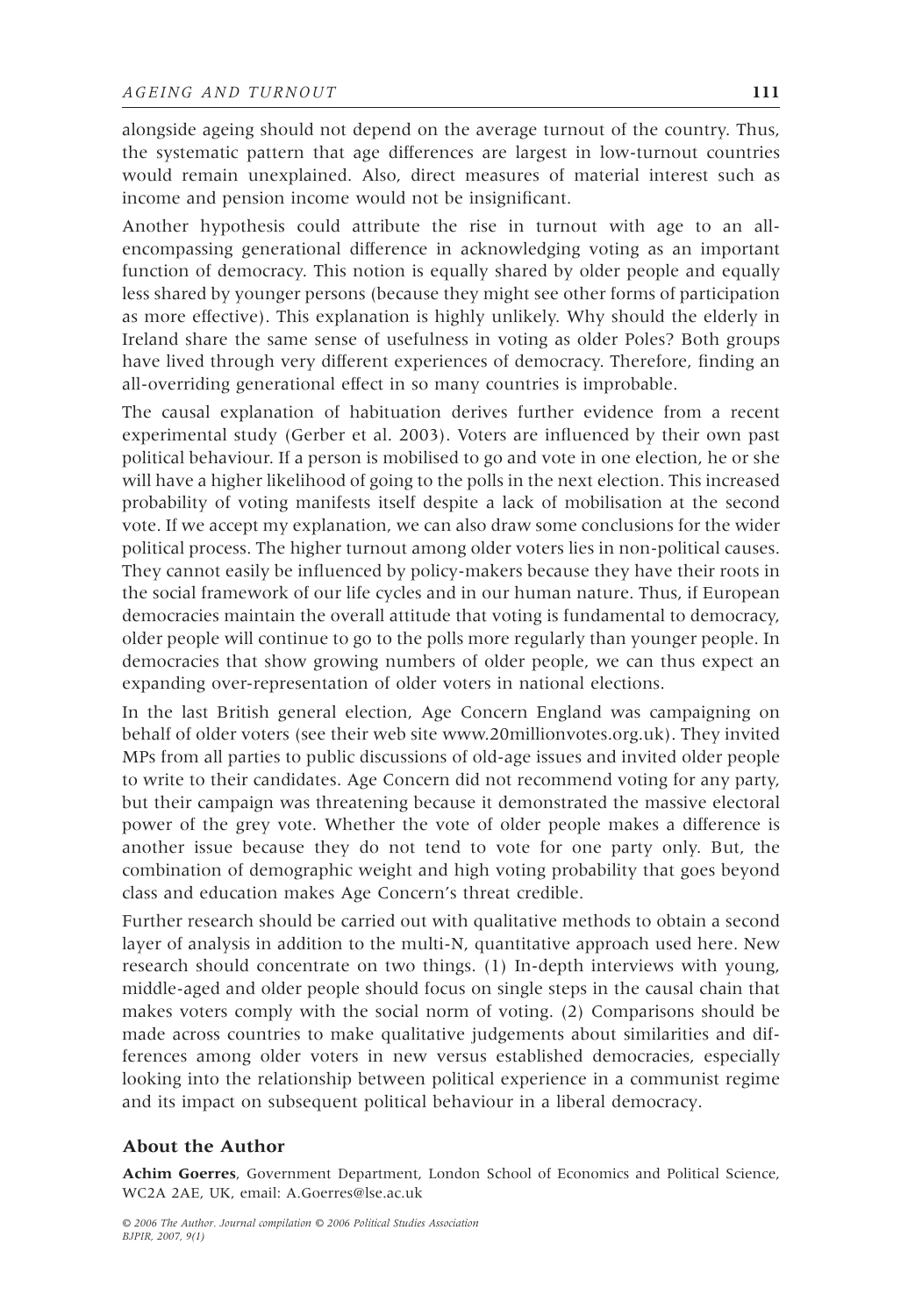alongside ageing should not depend on the average turnout of the country. Thus, the systematic pattern that age differences are largest in low-turnout countries would remain unexplained. Also, direct measures of material interest such as income and pension income would not be insignificant.

Another hypothesis could attribute the rise in turnout with age to an all-encompassing generational difference in acknowledging voting as an important function of democracy. This notion is equally shared by older people and equally less shared by younger persons (because they might see other forms of participation as more effective). This explanation is highly unlikely. Why should the elderly in Ireland share the same sense of usefulness in voting as older Poles? Both groups have lived through very different experiences of democracy. Therefore, finding an all-overriding generational effect in so many countries is improbable.

The causal explanation of habituation derives further evidence from a recent experimental study (Gerber et al. 2003). Voters are influenced by their own past political behaviour. If a person is mobilised to go and vote in one election, he or she will have a higher likelihood of going to the polls in the next election. This increased probability of voting manifests itself despite a lack of mobilisation at the second vote. If we accept my explanation, we can also draw some conclusions for the wider political process. The higher turnout among older voters lies in non-political causes. They cannot easily be influenced by policy-makers because they have their roots in the social framework of our life cycles and in our human nature. Thus, if European democracies maintain the overall attitude that voting is fundamental to democracy, older people will continue to go to the polls more regularly than younger people. In democracies that show growing numbers of older people, we can thus expect an expanding over-representation of older voters in national elections.

In the last British general election, Age Concern England was campaigning on behalf of older voters (see their web site www.20millionvotes.org.uk). They invited MPs from all parties to public discussions of old-age issues and invited older people to write to their candidates. Age Concern did not recommend voting for any party, but their campaign was threatening because it demonstrated the massive electoral power of the grey vote. Whether the vote of older people makes a difference is another issue because they do not tend to vote for one party only. But, the combination of demographic weight and high voting probability that goes beyond class and education makes Age Concern's threat credible.

Further research should be carried out with qualitative methods to obtain a second layer of analysis in addition to the multi-N, quantitative approach used here. New research should concentrate on two things. (1) In-depth interviews with young, middle-aged and older people should focus on single steps in the causal chain that makes voters comply with the social norm of voting. (2) Comparisons should be made across countries to make qualitative judgements about similarities and differences among older voters in new versus established democracies, especially looking into the relationship between political experience in a communist regime and its impact on subsequent political behaviour in a liberal democracy.

## About the Author

**Achim Goerres**, Government Department, London School of Economics and Political Science, WC2A 2AE, UK, email: A.Goerres@lse.ac.uk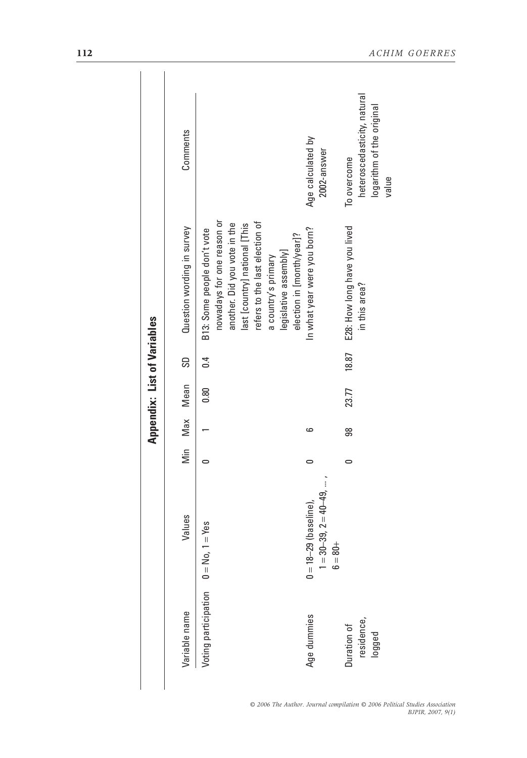## Appendix: List of Variables

| Variable name | Values | Min | Max | Mean | SD | Question wording in survey | Comments |
|---|---|---|---|---|---|---|---|
| Voting participation | 0 = No, 1 = Yes | 0 | 1 | 0.80 | 0.4 | B13: Some people don't vote nowadays for one reason or another. Did you vote in the last [country] national [This refers to the last election of a country's primary legislative assembly] election in [month/year]? | |
| Age dummies | 0 = 18–29 (baseline), 1 = 30–39, 2 = 40–49, … , 6 = 80+ | 0 | 6 | | | In what year were you born? | Age calculated by 2002-answer |
| Duration of residence, logged | | 0 | 98 | 23.77 | 18.87 | E28: How long have you lived in this area? | To overcome heteroscedasticity, natural logarithm of the original value |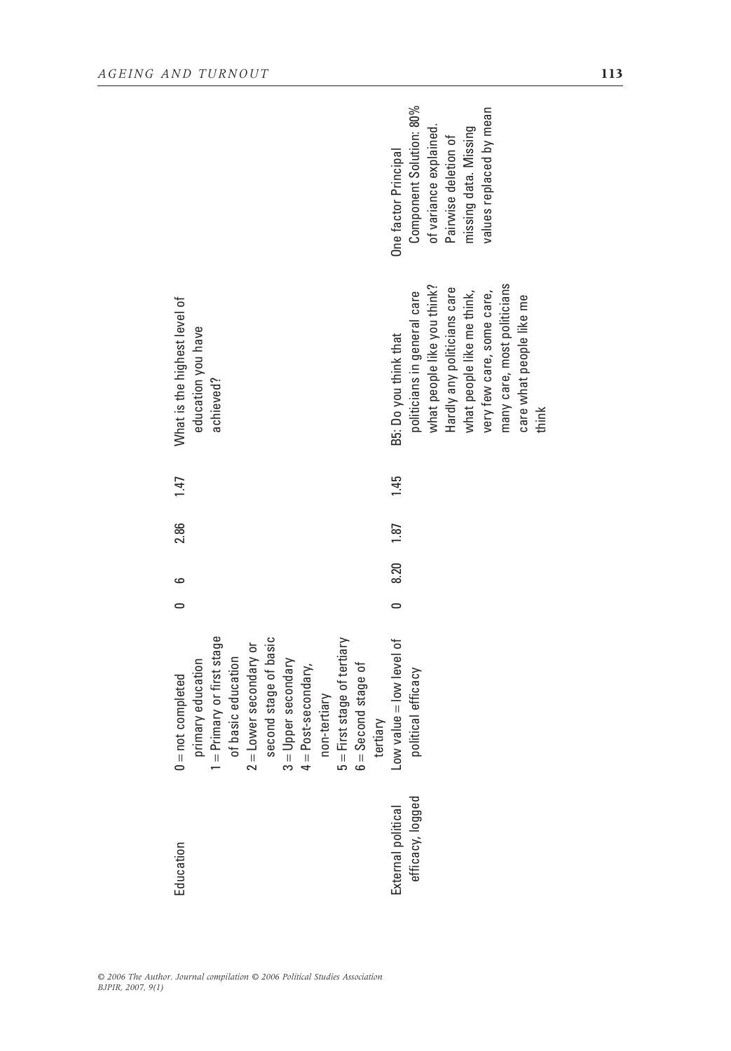| | | | | | | | |
|---|---|---|---|---|---|---|---|
| Education | 0 = not completed primary education<br>1 = Primary or first stage of basic education<br>2 = Lower secondary or second stage of basic<br>3 = Upper secondary<br>4 = Post-secondary, non-tertiary<br>5 = First stage of tertiary<br>6 = Second stage of tertiary | 0 | 6 | 2.86 | 1.47 | What is the highest level of education you have achieved? | |
| External political efficacy, logged | Low value = low level of political efficacy | 0 | 8.20 | 1.87 | 1.45 | B5: Do you think that politicians in general care what people like you think? Hardly any politicians care what people like me think, very few care, some care, many care, most politicians care what people like me think | One factor Principal Component Solution: 80% of variance explained. Pairwise deletion of missing data. Missing values replaced by mean |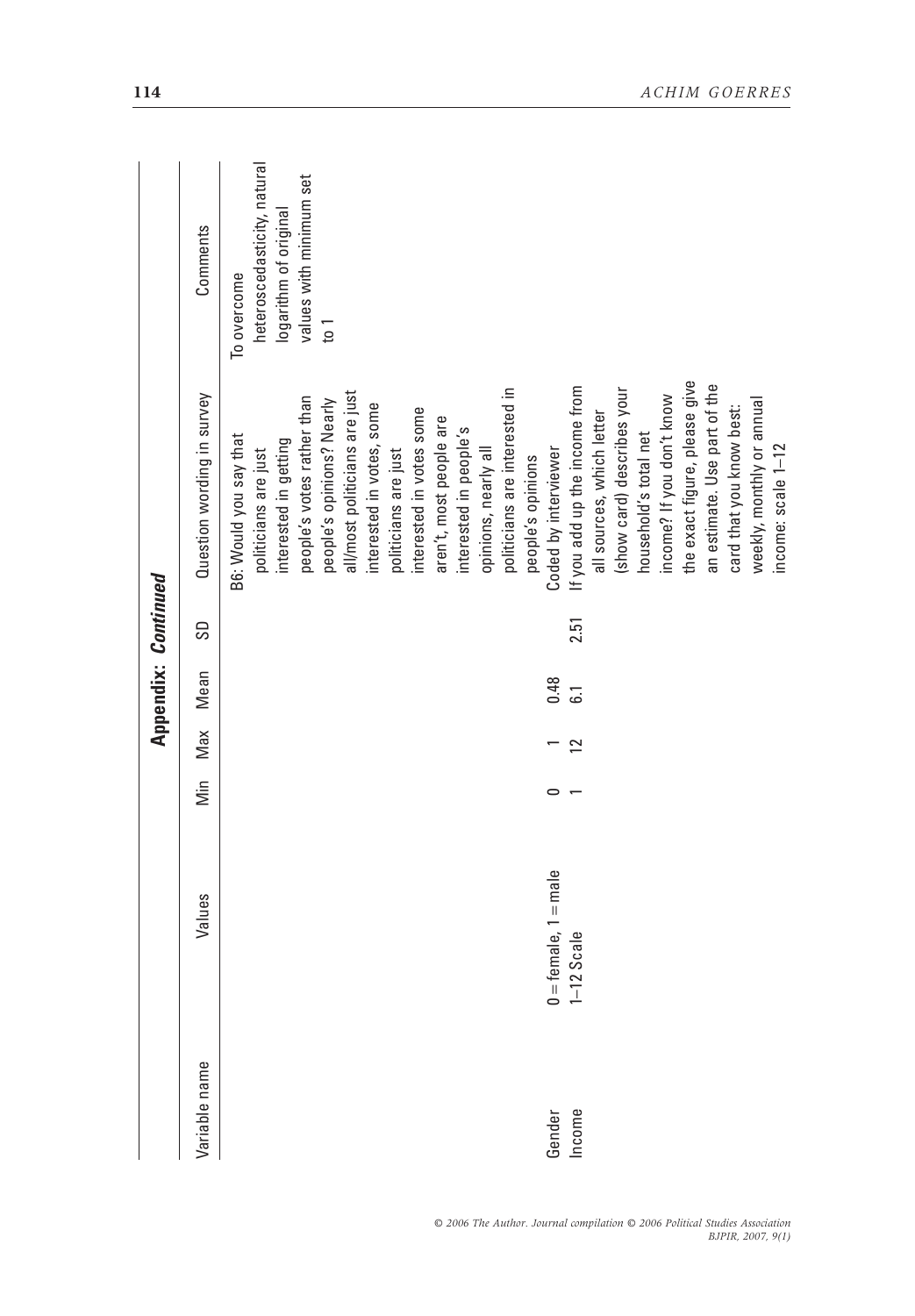**Appendix: *Continued***

| Variable name | Values | Min | Max | Mean | SD | Question wording in survey | Comments |
|---|---|---|---|---|---|---|---|
| | | | | | | B6: Would you say that politicians are just interested in getting people's votes rather than people's opinions? Nearly all/most politicians are just interested in votes, some politicians are just interested in votes some aren't, most people are interested in people's opinions, nearly all politicians are interested in people's opinions | To overcome heteroscedasticity, natural logarithm of original values with minimum set to 1 |
| Gender | 0 = female, 1 = male | 0 | 1 | 0.48 | | Coded by interviewer | |
| Income | 1–12 Scale | 1 | 12 | 6.1 | 2.51 | If you add up the income from all sources, which letter (show card) describes your household's total net income? If you don't know the exact figure, please give an estimate. Use part of the card that you know best: weekly, monthly or annual income: scale 1–12 | |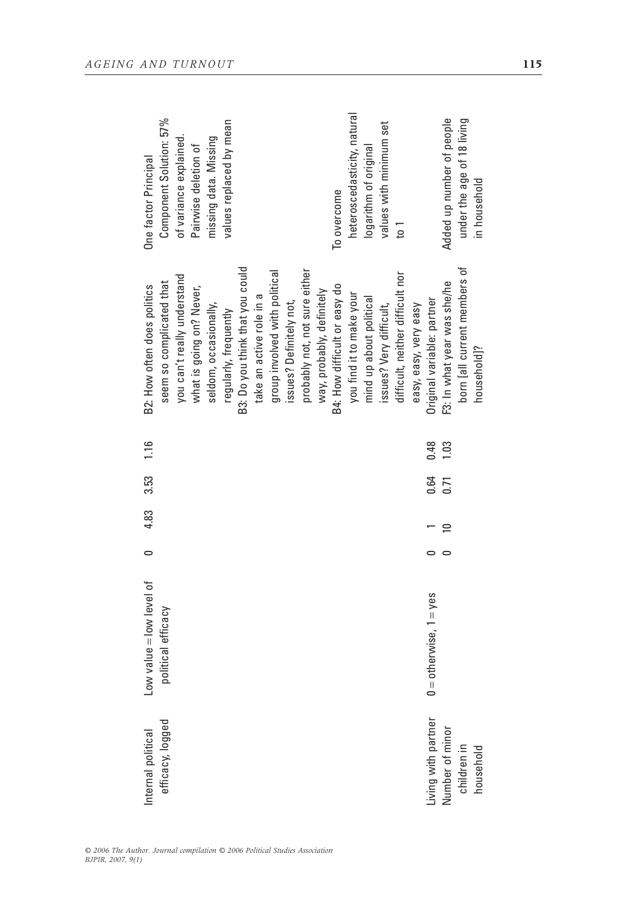| Internal political efficacy, logged | Low value = low level of political efficacy | 0 | 4.83 | 3.53 | 1.16 | B2: How often does politics seem so complicated that you can't really understand what is going on? Never, seldom, occasionally, regularly, frequently<br>B3: Do you think that you could take an active role in a group involved with political issues? Definitely not, probably not, not sure either way, probably, definitely<br>B4: How difficult or easy do you find it to make your mind up about political issues? Very difficult, difficult, neither difficult nor easy, easy, very easy | One factor Principal Component Solution: 57% of variance explained. Pairwise deletion of missing data. Missing values replaced by mean<br>To overcome heteroscedasticity, natural logarithm of original values with minimum set to 1 |
|---|---|---|---|---|---|---|---|
| Living with partner | 0 = otherwise, 1 = yes | 0 | 1 | 0.64 | 0.48 | Original variable: partner | |
| Number of minor children in household | | 0 | 10 | 0.71 | 1.03 | F3: In what year was she/he born [all current members of household]? | Added up number of people under the age of 18 living in household |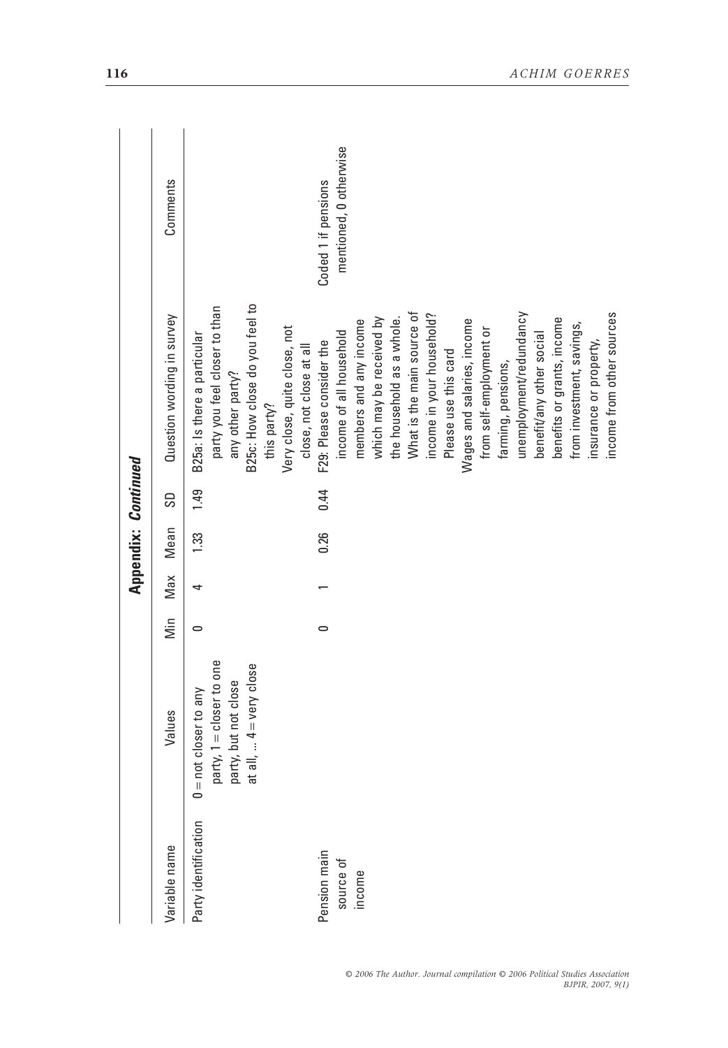**Appendix: *Continued***

| Variable name | Values | Min | Max | Mean | SD | Question wording in survey | Comments |
|---|---|---|---|---|---|---|---|
| Party identification | 0 = not closer to any party, 1 = closer to one party, but not close at all, ... 4 = very close | 0 | 4 | 1.33 | 1.49 | B25a: Is there a particular party you feel closer to than any other party? B25c: How close do you feel to this party? Very close, quite close, not close, not close at all | |
| Pension main source of income | | 0 | 1 | 0.26 | 0.44 | F29: Please consider the income of all household members and any income which may be received by the household as a whole. What is the main source of income in your household? Please use this card Wages and salaries, income from self-employment or farming, pensions, unemployment/redundancy benefit/any other social benefits or grants, income from investment, savings, insurance or property, income from other sources | Coded 1 if pensions mentioned, 0 otherwise |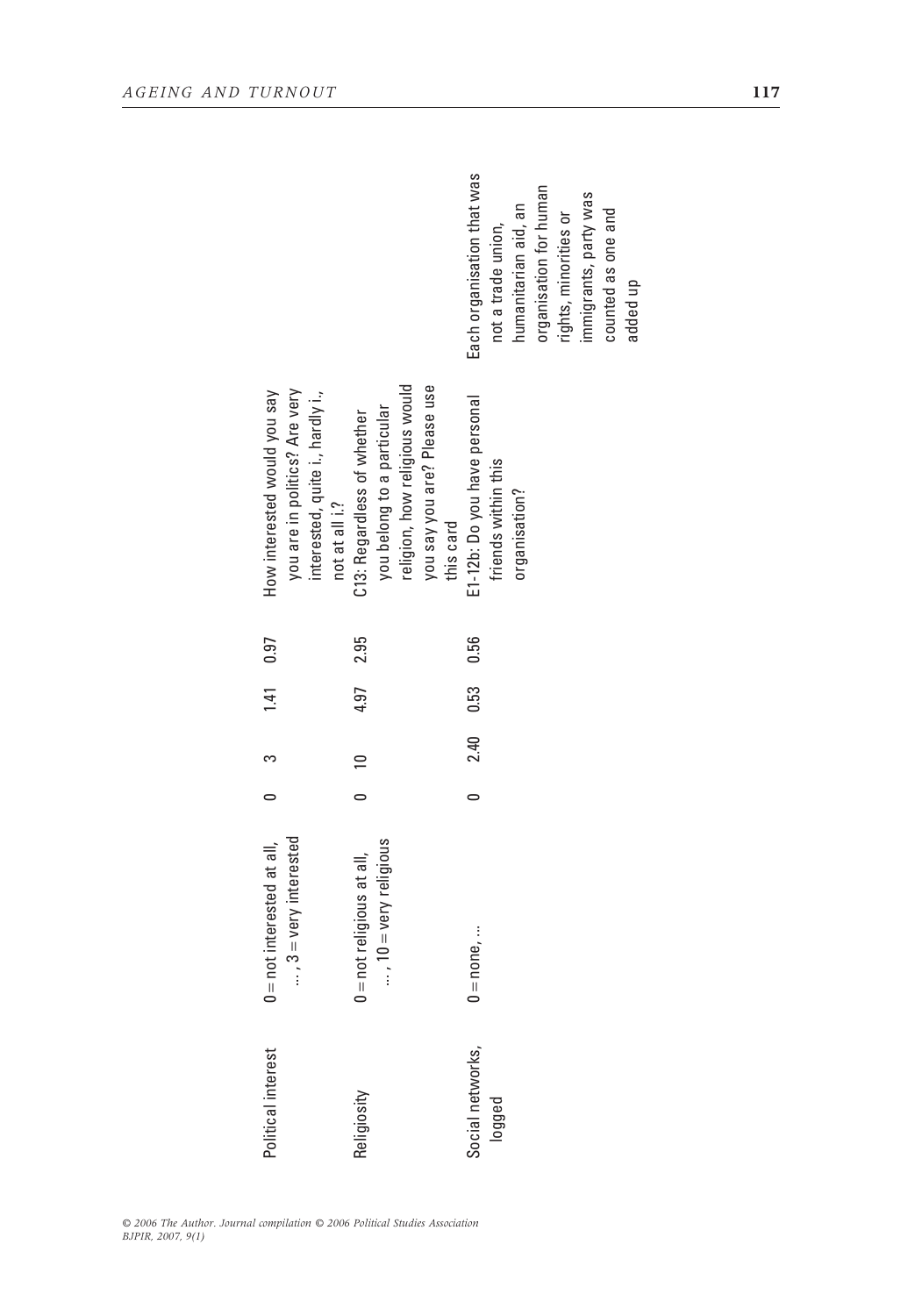| Political interest | 0 = not interested at all, …, 3 = very interested | 0 | 3 | 1.41 | 0.97 | How interested would you say you are in politics? Are very interested, quite i., hardly i., not at all i.? | |
|---|---|---|---|---|---|---|---|
| Religiosity | 0 = not religious at all, …, 10 = very religious | 0 | 10 | 4.97 | 2.95 | C13: Regardless of whether you belong to a particular religion, how religious would you say you are? Please use this card | |
| Social networks, logged | 0 = none, … | 0 | 2.40 | 0.53 | 0.56 | E1-12b: Do you have personal friends within this organisation? | Each organisation that was not a trade union, humanitarian aid, an organisation for human rights, minorities or immigrants, party was counted as one and added up |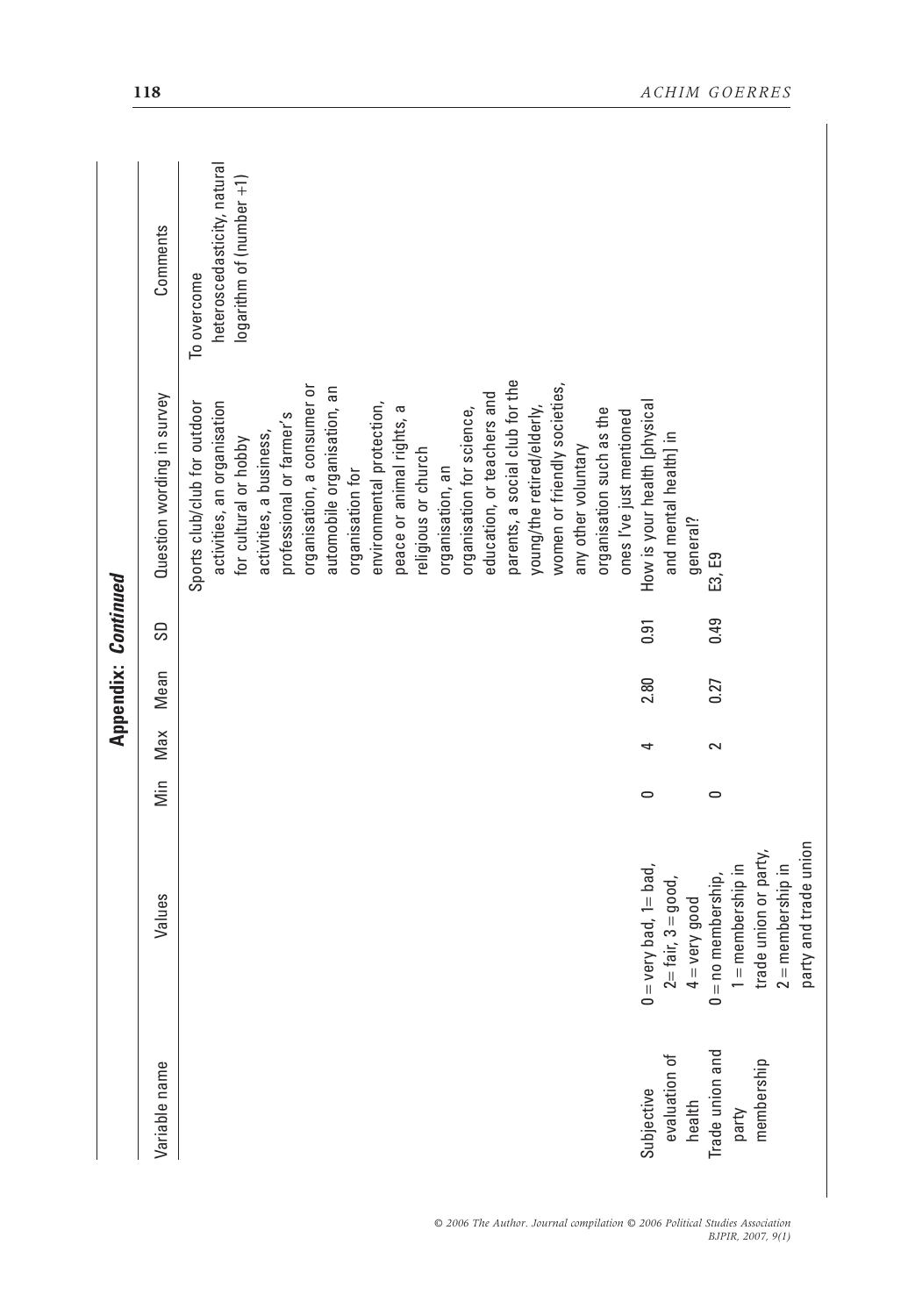**Appendix: *Continued***

| Variable name | Values | Min | Max | Mean | SD | Question wording in survey | Comments |
|---|---|---|---|---|---|---|---|
| | | | | | | Sports club/club for outdoor activities, an organisation for cultural or hobby activities, a business, professional or farmer's organisation, a consumer or automobile organisation, an organisation for environmental protection, peace or animal rights, a religious or church organisation, an organisation for science, education, or teachers and parents, a social club for the young/the retired/elderly, women or friendly societies, any other voluntary organisation such as the ones I've just mentioned | To overcome heteroscedasticity, natural logarithm of (number +1) |
| Subjective evaluation of health | 0 = very bad, 1= bad, 2= fair, 3 = good, 4 = very good | 0 | 4 | 2.80 | 0.91 | How is your health [physical and mental health] in general? | |
| Trade union and party membership | 0 = no membership, 1 = membership in trade union or party, 2 = membership in party and trade union | 0 | 2 | 0.27 | 0.49 | E3, E9 | |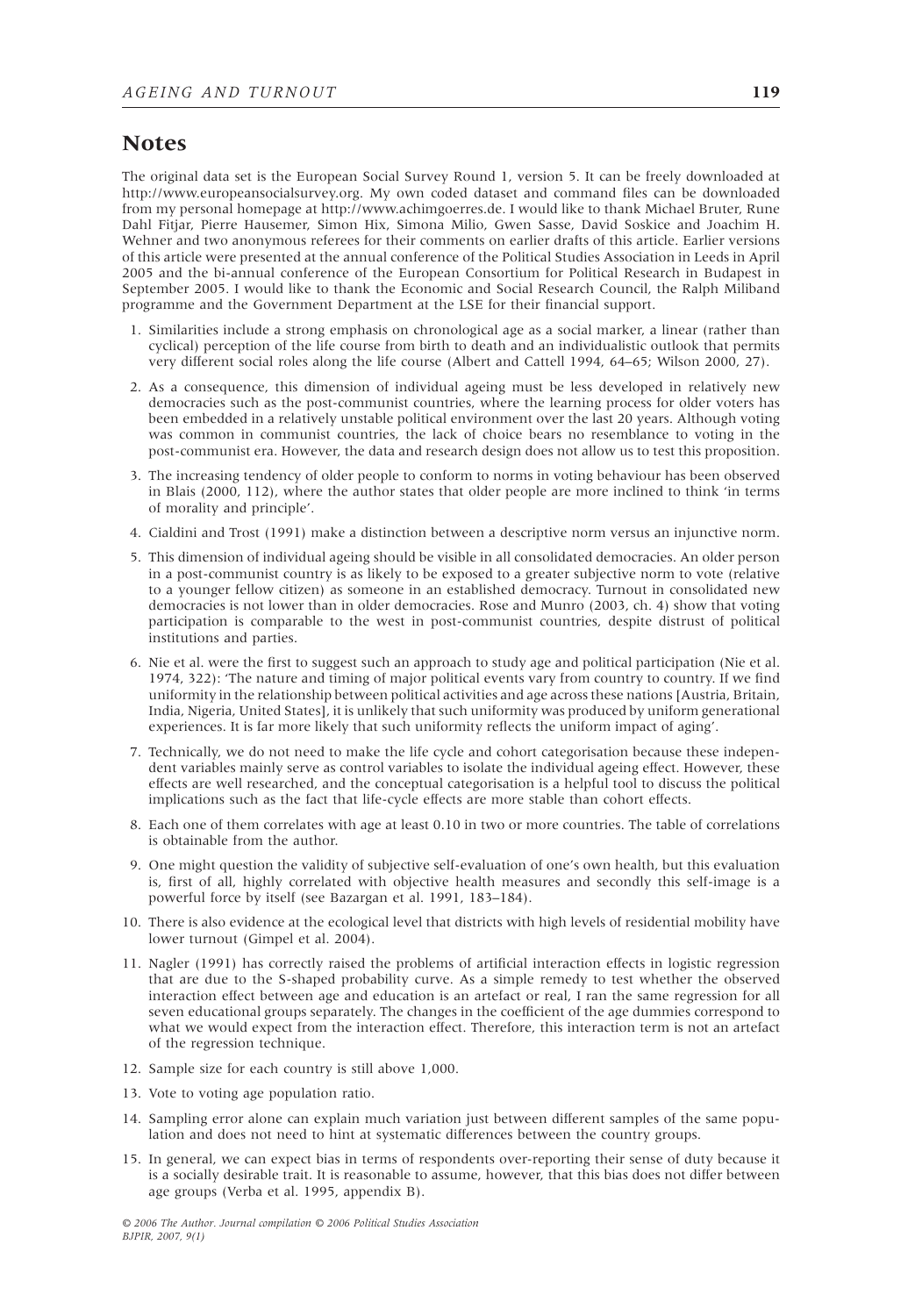## Notes

The original data set is the European Social Survey Round 1, version 5. It can be freely downloaded at http://www.europeansocialsurvey.org. My own coded dataset and command files can be downloaded from my personal homepage at http://www.achimgoerres.de. I would like to thank Michael Bruter, Rune Dahl Fitjar, Pierre Hausemer, Simon Hix, Simona Milio, Gwen Sasse, David Soskice and Joachim H. Wehner and two anonymous referees for their comments on earlier drafts of this article. Earlier versions of this article were presented at the annual conference of the Political Studies Association in Leeds in April 2005 and the bi-annual conference of the European Consortium for Political Research in Budapest in September 2005. I would like to thank the Economic and Social Research Council, the Ralph Miliband programme and the Government Department at the LSE for their financial support.

1. Similarities include a strong emphasis on chronological age as a social marker, a linear (rather than cyclical) perception of the life course from birth to death and an individualistic outlook that permits very different social roles along the life course (Albert and Cattell 1994, 64–65; Wilson 2000, 27).
2. As a consequence, this dimension of individual ageing must be less developed in relatively new democracies such as the post-communist countries, where the learning process for older voters has been embedded in a relatively unstable political environment over the last 20 years. Although voting was common in communist countries, the lack of choice bears no resemblance to voting in the post-communist era. However, the data and research design does not allow us to test this proposition.
3. The increasing tendency of older people to conform to norms in voting behaviour has been observed in Blais (2000, 112), where the author states that older people are more inclined to think 'in terms of morality and principle'.
4. Cialdini and Trost (1991) make a distinction between a descriptive norm versus an injunctive norm.
5. This dimension of individual ageing should be visible in all consolidated democracies. An older person in a post-communist country is as likely to be exposed to a greater subjective norm to vote (relative to a younger fellow citizen) as someone in an established democracy. Turnout in consolidated new democracies is not lower than in older democracies. Rose and Munro (2003, ch. 4) show that voting participation is comparable to the west in post-communist countries, despite distrust of political institutions and parties.
6. Nie et al. were the first to suggest such an approach to study age and political participation (Nie et al. 1974, 322): 'The nature and timing of major political events vary from country to country. If we find uniformity in the relationship between political activities and age across these nations [Austria, Britain, India, Nigeria, United States], it is unlikely that such uniformity was produced by uniform generational experiences. It is far more likely that such uniformity reflects the uniform impact of aging'.
7. Technically, we do not need to make the life cycle and cohort categorisation because these independent variables mainly serve as control variables to isolate the individual ageing effect. However, these effects are well researched, and the conceptual categorisation is a helpful tool to discuss the political implications such as the fact that life-cycle effects are more stable than cohort effects.
8. Each one of them correlates with age at least 0.10 in two or more countries. The table of correlations is obtainable from the author.
9. One might question the validity of subjective self-evaluation of one's own health, but this evaluation is, first of all, highly correlated with objective health measures and secondly this self-image is a powerful force by itself (see Bazargan et al. 1991, 183–184).
10. There is also evidence at the ecological level that districts with high levels of residential mobility have lower turnout (Gimpel et al. 2004).
11. Nagler (1991) has correctly raised the problems of artificial interaction effects in logistic regression that are due to the S-shaped probability curve. As a simple remedy to test whether the observed interaction effect between age and education is an artefact or real, I ran the same regression for all seven educational groups separately. The changes in the coefficient of the age dummies correspond to what we would expect from the interaction effect. Therefore, this interaction term is not an artefact of the regression technique.
12. Sample size for each country is still above 1,000.
13. Vote to voting age population ratio.
14. Sampling error alone can explain much variation just between different samples of the same population and does not need to hint at systematic differences between the country groups.
15. In general, we can expect bias in terms of respondents over-reporting their sense of duty because it is a socially desirable trait. It is reasonable to assume, however, that this bias does not differ between age groups (Verba et al. 1995, appendix B).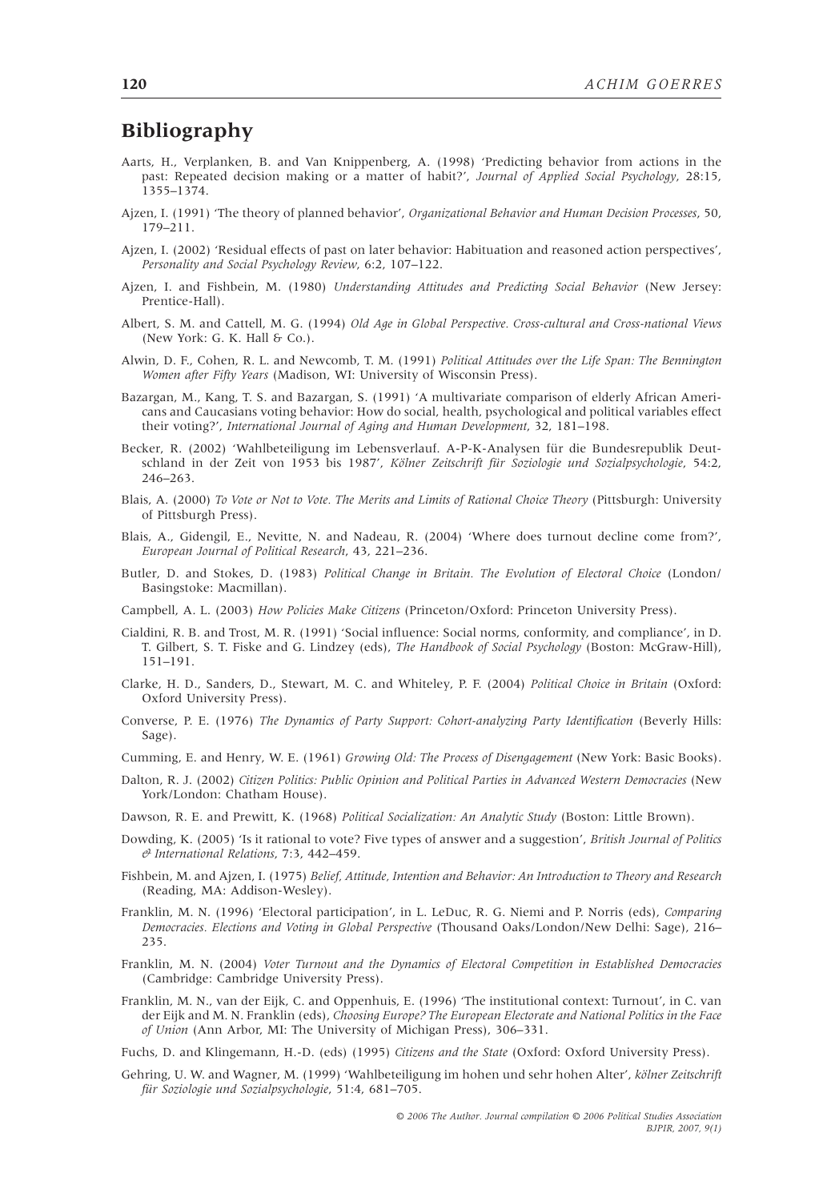## Bibliography

Aarts, H., Verplanken, B. and Van Knippenberg, A. (1998) 'Predicting behavior from actions in the past: Repeated decision making or a matter of habit?', *Journal of Applied Social Psychology*, 28:15, 1355–1374.

Ajzen, I. (1991) 'The theory of planned behavior', *Organizational Behavior and Human Decision Processes*, 50, 179–211.

Ajzen, I. (2002) 'Residual effects of past on later behavior: Habituation and reasoned action perspectives', *Personality and Social Psychology Review*, 6:2, 107–122.

Ajzen, I. and Fishbein, M. (1980) *Understanding Attitudes and Predicting Social Behavior* (New Jersey: Prentice-Hall).

Albert, S. M. and Cattell, M. G. (1994) *Old Age in Global Perspective. Cross-cultural and Cross-national Views* (New York: G. K. Hall & Co.).

Alwin, D. F., Cohen, R. L. and Newcomb, T. M. (1991) *Political Attitudes over the Life Span: The Bennington Women after Fifty Years* (Madison, WI: University of Wisconsin Press).

Bazargan, M., Kang, T. S. and Bazargan, S. (1991) 'A multivariate comparison of elderly African Americans and Caucasians voting behavior: How do social, health, psychological and political variables effect their voting?', *International Journal of Aging and Human Development*, 32, 181–198.

Becker, R. (2002) 'Wahlbeteiligung im Lebensverlauf. A-P-K-Analysen für die Bundesrepublik Deutschland in der Zeit von 1953 bis 1987', *Kölner Zeitschrift für Soziologie und Sozialpsychologie*, 54:2, 246–263.

Blais, A. (2000) *To Vote or Not to Vote. The Merits and Limits of Rational Choice Theory* (Pittsburgh: University of Pittsburgh Press).

Blais, A., Gidengil, E., Nevitte, N. and Nadeau, R. (2004) 'Where does turnout decline come from?', *European Journal of Political Research*, 43, 221–236.

Butler, D. and Stokes, D. (1983) *Political Change in Britain. The Evolution of Electoral Choice* (London/Basingstoke: Macmillan).

Campbell, A. L. (2003) *How Policies Make Citizens* (Princeton/Oxford: Princeton University Press).

Cialdini, R. B. and Trost, M. R. (1991) 'Social influence: Social norms, conformity, and compliance', in D. T. Gilbert, S. T. Fiske and G. Lindzey (eds), *The Handbook of Social Psychology* (Boston: McGraw-Hill), 151–191.

Clarke, H. D., Sanders, D., Stewart, M. C. and Whiteley, P. F. (2004) *Political Choice in Britain* (Oxford: Oxford University Press).

Converse, P. E. (1976) *The Dynamics of Party Support: Cohort-analyzing Party Identification* (Beverly Hills: Sage).

Cumming, E. and Henry, W. E. (1961) *Growing Old: The Process of Disengagement* (New York: Basic Books).

Dalton, R. J. (2002) *Citizen Politics: Public Opinion and Political Parties in Advanced Western Democracies* (New York/London: Chatham House).

Dawson, R. E. and Prewitt, K. (1968) *Political Socialization: An Analytic Study* (Boston: Little Brown).

Dowding, K. (2005) 'Is it rational to vote? Five types of answer and a suggestion', *British Journal of Politics & International Relations*, 7:3, 442–459.

Fishbein, M. and Ajzen, I. (1975) *Belief, Attitude, Intention and Behavior: An Introduction to Theory and Research* (Reading, MA: Addison-Wesley).

Franklin, M. N. (1996) 'Electoral participation', in L. LeDuc, R. G. Niemi and P. Norris (eds), *Comparing Democracies. Elections and Voting in Global Perspective* (Thousand Oaks/London/New Delhi: Sage), 216–235.

Franklin, M. N. (2004) *Voter Turnout and the Dynamics of Electoral Competition in Established Democracies* (Cambridge: Cambridge University Press).

Franklin, M. N., van der Eijk, C. and Oppenhuis, E. (1996) 'The institutional context: Turnout', in C. van der Eijk and M. N. Franklin (eds), *Choosing Europe? The European Electorate and National Politics in the Face of Union* (Ann Arbor, MI: The University of Michigan Press), 306–331.

Fuchs, D. and Klingemann, H.-D. (eds) (1995) *Citizens and the State* (Oxford: Oxford University Press).

Gehring, U. W. and Wagner, M. (1999) 'Wahlbeteiligung im hohen und sehr hohen Alter', *kölner Zeitschrift für Soziologie und Sozialpsychologie*, 51:4, 681–705.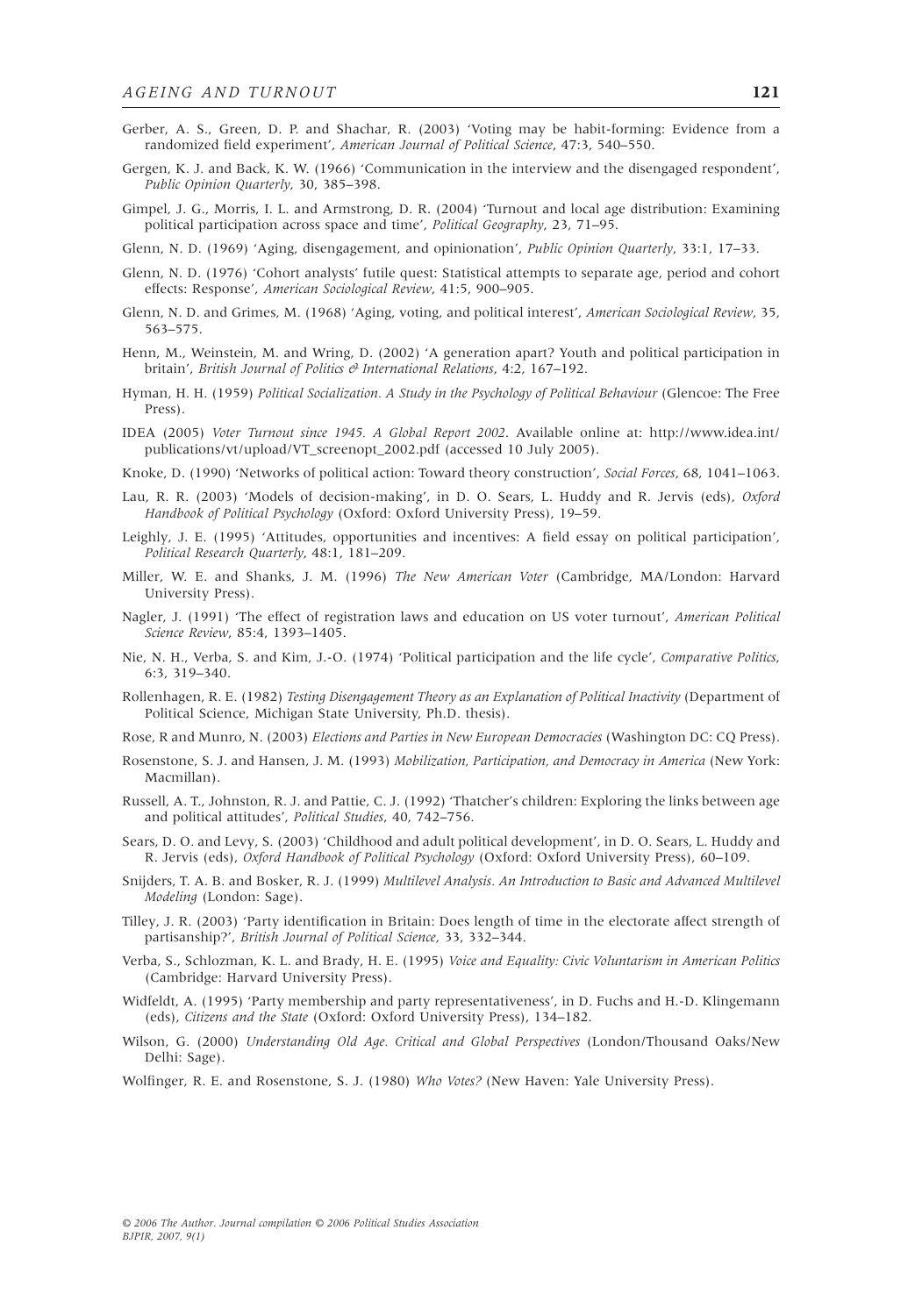Gerber, A. S., Green, D. P. and Shachar, R. (2003) 'Voting may be habit-forming: Evidence from a randomized field experiment', *American Journal of Political Science*, 47:3, 540–550.

Gergen, K. J. and Back, K. W. (1966) 'Communication in the interview and the disengaged respondent', *Public Opinion Quarterly*, 30, 385–398.

Gimpel, J. G., Morris, I. L. and Armstrong, D. R. (2004) 'Turnout and local age distribution: Examining political participation across space and time', *Political Geography*, 23, 71–95.

Glenn, N. D. (1969) 'Aging, disengagement, and opinionation', *Public Opinion Quarterly*, 33:1, 17–33.

Glenn, N. D. (1976) 'Cohort analysts' futile quest: Statistical attempts to separate age, period and cohort effects: Response', *American Sociological Review*, 41:5, 900–905.

Glenn, N. D. and Grimes, M. (1968) 'Aging, voting, and political interest', *American Sociological Review*, 35, 563–575.

Henn, M., Weinstein, M. and Wring, D. (2002) 'A generation apart? Youth and political participation in britain', *British Journal of Politics & International Relations*, 4:2, 167–192.

Hyman, H. H. (1959) *Political Socialization. A Study in the Psychology of Political Behaviour* (Glencoe: The Free Press).

IDEA (2005) *Voter Turnout since 1945. A Global Report 2002*. Available online at: http://www.idea.int/publications/vt/upload/VT_screenopt_2002.pdf (accessed 10 July 2005).

Knoke, D. (1990) 'Networks of political action: Toward theory construction', *Social Forces*, 68, 1041–1063.

Lau, R. R. (2003) 'Models of decision-making', in D. O. Sears, L. Huddy and R. Jervis (eds), *Oxford Handbook of Political Psychology* (Oxford: Oxford University Press), 19–59.

Leighly, J. E. (1995) 'Attitudes, opportunities and incentives: A field essay on political participation', *Political Research Quarterly*, 48:1, 181–209.

Miller, W. E. and Shanks, J. M. (1996) *The New American Voter* (Cambridge, MA/London: Harvard University Press).

Nagler, J. (1991) 'The effect of registration laws and education on US voter turnout', *American Political Science Review*, 85:4, 1393–1405.

Nie, N. H., Verba, S. and Kim, J.-O. (1974) 'Political participation and the life cycle', *Comparative Politics*, 6:3, 319–340.

Rollenhagen, R. E. (1982) *Testing Disengagement Theory as an Explanation of Political Inactivity* (Department of Political Science, Michigan State University, Ph.D. thesis).

Rose, R and Munro, N. (2003) *Elections and Parties in New European Democracies* (Washington DC: CQ Press).

Rosenstone, S. J. and Hansen, J. M. (1993) *Mobilization, Participation, and Democracy in America* (New York: Macmillan).

Russell, A. T., Johnston, R. J. and Pattie, C. J. (1992) 'Thatcher's children: Exploring the links between age and political attitudes', *Political Studies*, 40, 742–756.

Sears, D. O. and Levy, S. (2003) 'Childhood and adult political development', in D. O. Sears, L. Huddy and R. Jervis (eds), *Oxford Handbook of Political Psychology* (Oxford: Oxford University Press), 60–109.

Snijders, T. A. B. and Bosker, R. J. (1999) *Multilevel Analysis. An Introduction to Basic and Advanced Multilevel Modeling* (London: Sage).

Tilley, J. R. (2003) 'Party identification in Britain: Does length of time in the electorate affect strength of partisanship?', *British Journal of Political Science*, 33, 332–344.

Verba, S., Schlozman, K. L. and Brady, H. E. (1995) *Voice and Equality: Civic Voluntarism in American Politics* (Cambridge: Harvard University Press).

Widfeldt, A. (1995) 'Party membership and party representativeness', in D. Fuchs and H.-D. Klingemann (eds), *Citizens and the State* (Oxford: Oxford University Press), 134–182.

Wilson, G. (2000) *Understanding Old Age. Critical and Global Perspectives* (London/Thousand Oaks/New Delhi: Sage).

Wolfinger, R. E. and Rosenstone, S. J. (1980) *Who Votes?* (New Haven: Yale University Press).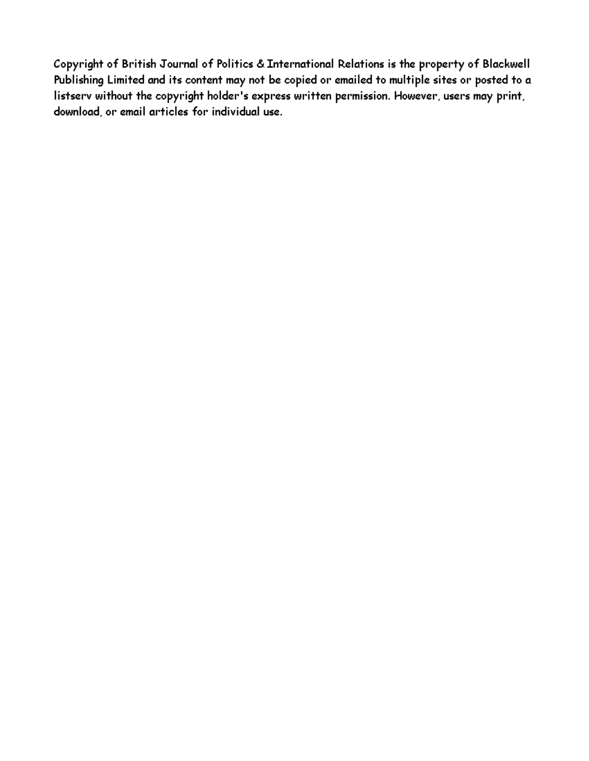Copyright of British Journal of Politics & International Relations is the property of Blackwell Publishing Limited and its content may not be copied or emailed to multiple sites or posted to a listserv without the copyright holder's express written permission. However, users may print, download, or email articles for individual use.